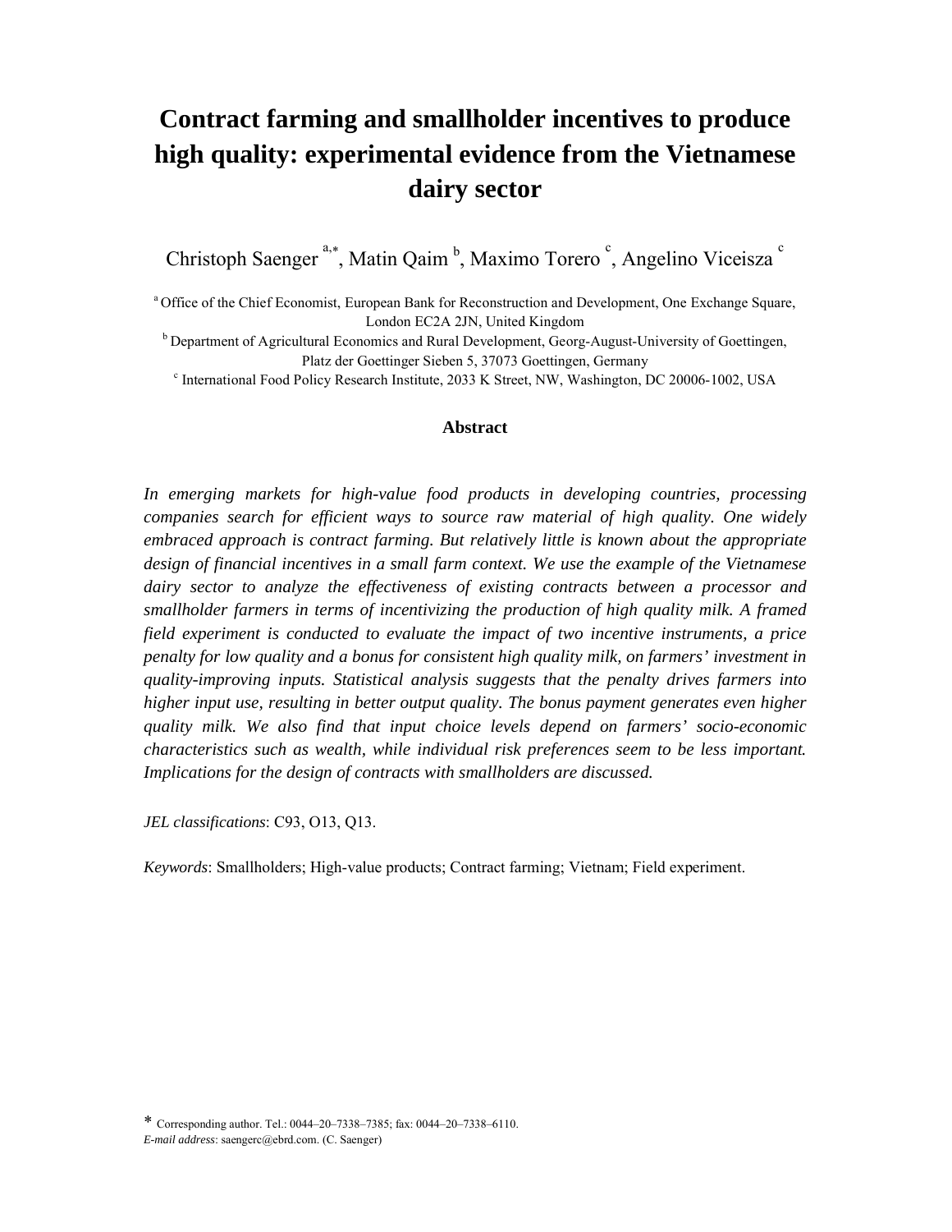# Contract farming and smallholder incentives to produce high quality: experimental evidence from the Vietnamese dairy sector

Christoph Saenger [a,*], Matin Qaim [b], Maximo Torero [c], Angelino Viceisza [c]

[a] Office of the Chief Economist, European Bank for Reconstruction and Development, One Exchange Square, London EC2A 2JN, United Kingdom

[b] Department of Agricultural Economics and Rural Development, Georg-August-University of Goettingen, Platz der Goettinger Sieben 5, 37073 Goettingen, Germany

[c] International Food Policy Research Institute, 2033 K Street, NW, Washington, DC 20006-1002, USA

## Abstract

*In emerging markets for high-value food products in developing countries, processing companies search for efficient ways to source raw material of high quality. One widely embraced approach is contract farming. But relatively little is known about the appropriate design of financial incentives in a small farm context. We use the example of the Vietnamese dairy sector to analyze the effectiveness of existing contracts between a processor and smallholder farmers in terms of incentivizing the production of high quality milk. A framed field experiment is conducted to evaluate the impact of two incentive instruments, a price penalty for low quality and a bonus for consistent high quality milk, on farmers' investment in quality-improving inputs. Statistical analysis suggests that the penalty drives farmers into higher input use, resulting in better output quality. The bonus payment generates even higher quality milk. We also find that input choice levels depend on farmers' socio-economic characteristics such as wealth, while individual risk preferences seem to be less important. Implications for the design of contracts with smallholders are discussed.*

*JEL classifications*: C93, O13, Q13.

*Keywords*: Smallholders; High-value products; Contract farming; Vietnam; Field experiment.

* Corresponding author. Tel.: 0044–20–7338–7385; fax: 0044–20–7338–6110.
*E-mail address*: saengerc@ebrd.com. (C. Saenger)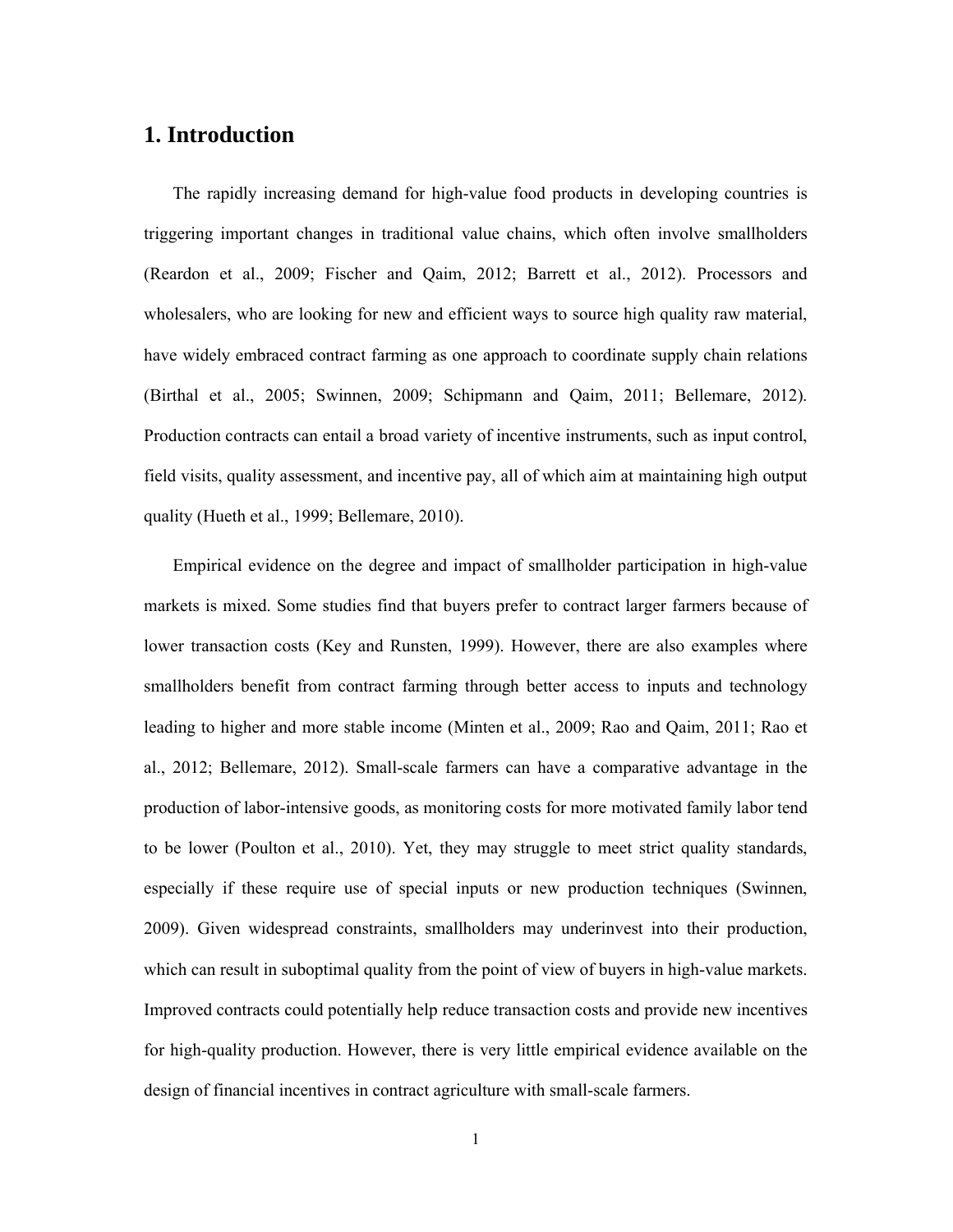# 1. Introduction

The rapidly increasing demand for high-value food products in developing countries is triggering important changes in traditional value chains, which often involve smallholders (Reardon et al., 2009; Fischer and Qaim, 2012; Barrett et al., 2012). Processors and wholesalers, who are looking for new and efficient ways to source high quality raw material, have widely embraced contract farming as one approach to coordinate supply chain relations (Birthal et al., 2005; Swinnen, 2009; Schipmann and Qaim, 2011; Bellemare, 2012). Production contracts can entail a broad variety of incentive instruments, such as input control, field visits, quality assessment, and incentive pay, all of which aim at maintaining high output quality (Hueth et al., 1999; Bellemare, 2010).

Empirical evidence on the degree and impact of smallholder participation in high-value markets is mixed. Some studies find that buyers prefer to contract larger farmers because of lower transaction costs (Key and Runsten, 1999). However, there are also examples where smallholders benefit from contract farming through better access to inputs and technology leading to higher and more stable income (Minten et al., 2009; Rao and Qaim, 2011; Rao et al., 2012; Bellemare, 2012). Small-scale farmers can have a comparative advantage in the production of labor-intensive goods, as monitoring costs for more motivated family labor tend to be lower (Poulton et al., 2010). Yet, they may struggle to meet strict quality standards, especially if these require use of special inputs or new production techniques (Swinnen, 2009). Given widespread constraints, smallholders may underinvest into their production, which can result in suboptimal quality from the point of view of buyers in high-value markets. Improved contracts could potentially help reduce transaction costs and provide new incentives for high-quality production. However, there is very little empirical evidence available on the design of financial incentives in contract agriculture with small-scale farmers.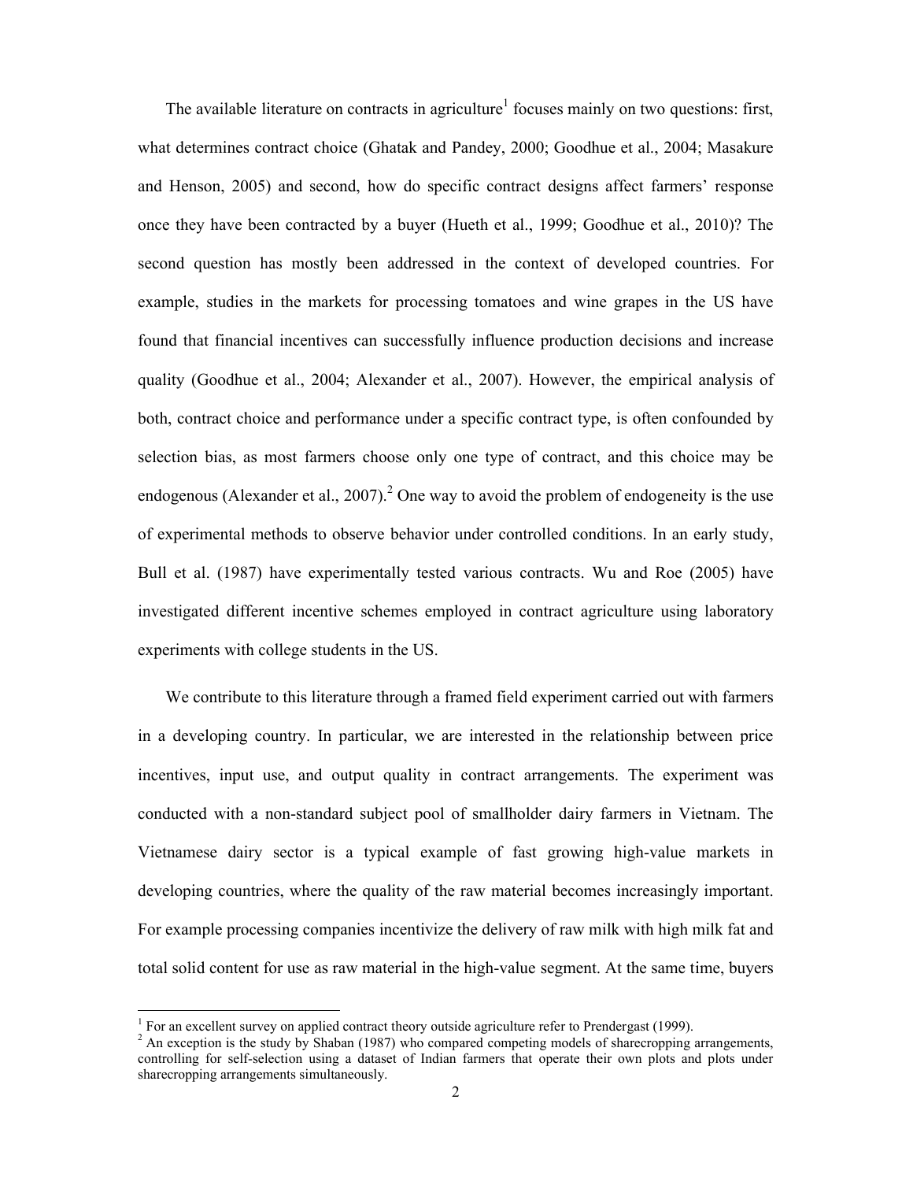The available literature on contracts in agriculture[1] focuses mainly on two questions: first, what determines contract choice (Ghatak and Pandey, 2000; Goodhue et al., 2004; Masakure and Henson, 2005) and second, how do specific contract designs affect farmers' response once they have been contracted by a buyer (Hueth et al., 1999; Goodhue et al., 2010)? The second question has mostly been addressed in the context of developed countries. For example, studies in the markets for processing tomatoes and wine grapes in the US have found that financial incentives can successfully influence production decisions and increase quality (Goodhue et al., 2004; Alexander et al., 2007). However, the empirical analysis of both, contract choice and performance under a specific contract type, is often confounded by selection bias, as most farmers choose only one type of contract, and this choice may be endogenous (Alexander et al., 2007).[2] One way to avoid the problem of endogeneity is the use of experimental methods to observe behavior under controlled conditions. In an early study, Bull et al. (1987) have experimentally tested various contracts. Wu and Roe (2005) have investigated different incentive schemes employed in contract agriculture using laboratory experiments with college students in the US.

We contribute to this literature through a framed field experiment carried out with farmers in a developing country. In particular, we are interested in the relationship between price incentives, input use, and output quality in contract arrangements. The experiment was conducted with a non-standard subject pool of smallholder dairy farmers in Vietnam. The Vietnamese dairy sector is a typical example of fast growing high-value markets in developing countries, where the quality of the raw material becomes increasingly important. For example processing companies incentivize the delivery of raw milk with high milk fat and total solid content for use as raw material in the high-value segment. At the same time, buyers

[1] For an excellent survey on applied contract theory outside agriculture refer to Prendergast (1999).

[2] An exception is the study by Shaban (1987) who compared competing models of sharecropping arrangements, controlling for self-selection using a dataset of Indian farmers that operate their own plots and plots under sharecropping arrangements simultaneously.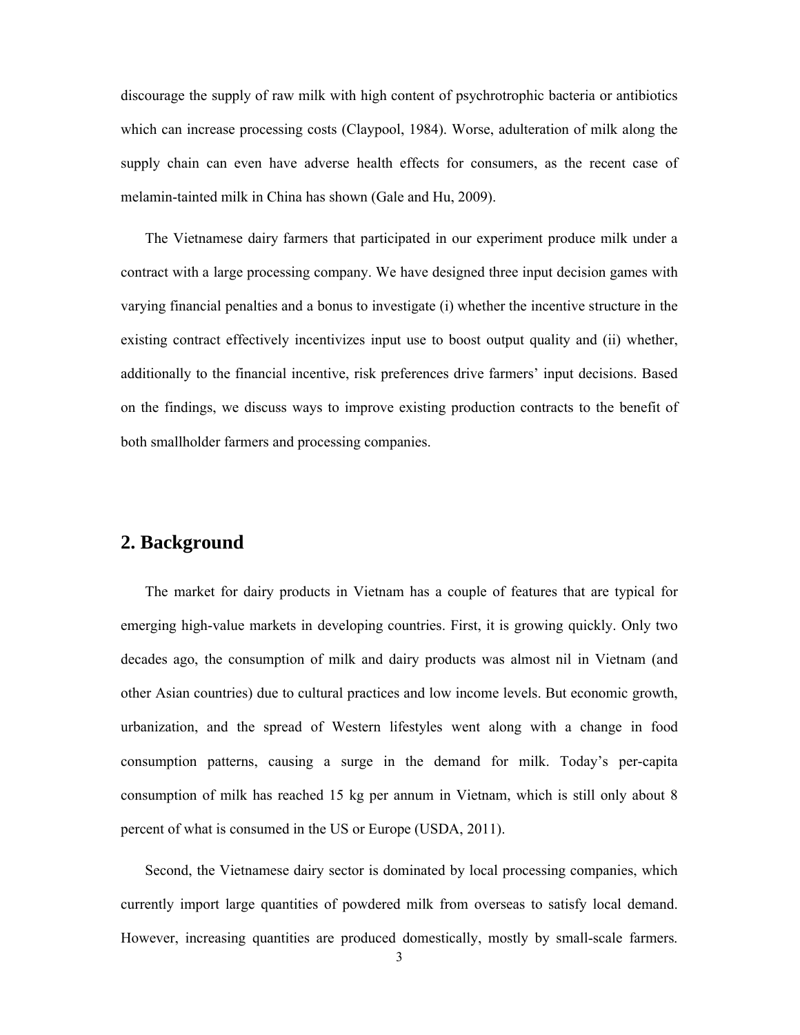discourage the supply of raw milk with high content of psychrotrophic bacteria or antibiotics which can increase processing costs (Claypool, 1984). Worse, adulteration of milk along the supply chain can even have adverse health effects for consumers, as the recent case of melamin-tainted milk in China has shown (Gale and Hu, 2009).

The Vietnamese dairy farmers that participated in our experiment produce milk under a contract with a large processing company. We have designed three input decision games with varying financial penalties and a bonus to investigate (i) whether the incentive structure in the existing contract effectively incentivizes input use to boost output quality and (ii) whether, additionally to the financial incentive, risk preferences drive farmers' input decisions. Based on the findings, we discuss ways to improve existing production contracts to the benefit of both smallholder farmers and processing companies.

## 2. Background

The market for dairy products in Vietnam has a couple of features that are typical for emerging high-value markets in developing countries. First, it is growing quickly. Only two decades ago, the consumption of milk and dairy products was almost nil in Vietnam (and other Asian countries) due to cultural practices and low income levels. But economic growth, urbanization, and the spread of Western lifestyles went along with a change in food consumption patterns, causing a surge in the demand for milk. Today's per-capita consumption of milk has reached 15 kg per annum in Vietnam, which is still only about 8 percent of what is consumed in the US or Europe (USDA, 2011).

Second, the Vietnamese dairy sector is dominated by local processing companies, which currently import large quantities of powdered milk from overseas to satisfy local demand. However, increasing quantities are produced domestically, mostly by small-scale farmers.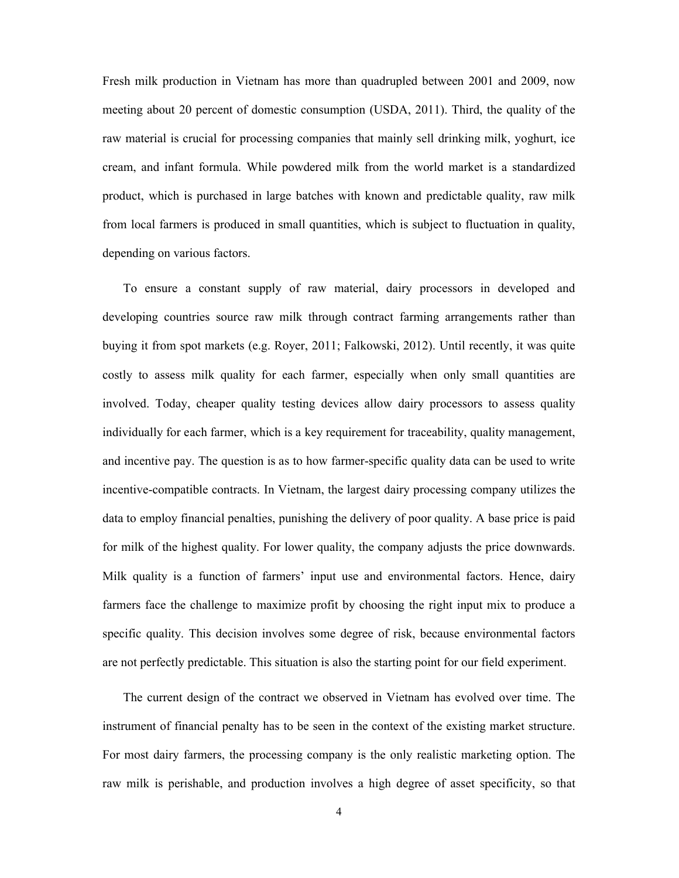Fresh milk production in Vietnam has more than quadrupled between 2001 and 2009, now meeting about 20 percent of domestic consumption (USDA, 2011). Third, the quality of the raw material is crucial for processing companies that mainly sell drinking milk, yoghurt, ice cream, and infant formula. While powdered milk from the world market is a standardized product, which is purchased in large batches with known and predictable quality, raw milk from local farmers is produced in small quantities, which is subject to fluctuation in quality, depending on various factors.

To ensure a constant supply of raw material, dairy processors in developed and developing countries source raw milk through contract farming arrangements rather than buying it from spot markets (e.g. Royer, 2011; Falkowski, 2012). Until recently, it was quite costly to assess milk quality for each farmer, especially when only small quantities are involved. Today, cheaper quality testing devices allow dairy processors to assess quality individually for each farmer, which is a key requirement for traceability, quality management, and incentive pay. The question is as to how farmer-specific quality data can be used to write incentive-compatible contracts. In Vietnam, the largest dairy processing company utilizes the data to employ financial penalties, punishing the delivery of poor quality. A base price is paid for milk of the highest quality. For lower quality, the company adjusts the price downwards. Milk quality is a function of farmers' input use and environmental factors. Hence, dairy farmers face the challenge to maximize profit by choosing the right input mix to produce a specific quality. This decision involves some degree of risk, because environmental factors are not perfectly predictable. This situation is also the starting point for our field experiment.

The current design of the contract we observed in Vietnam has evolved over time. The instrument of financial penalty has to be seen in the context of the existing market structure. For most dairy farmers, the processing company is the only realistic marketing option. The raw milk is perishable, and production involves a high degree of asset specificity, so that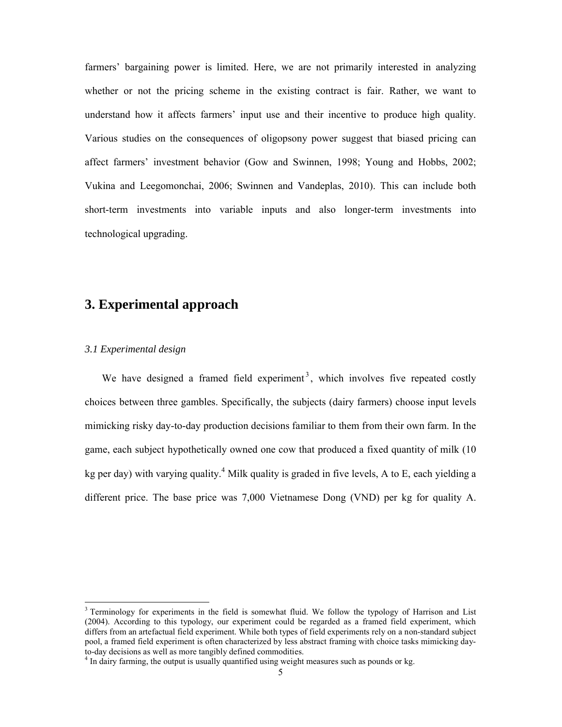farmers' bargaining power is limited. Here, we are not primarily interested in analyzing whether or not the pricing scheme in the existing contract is fair. Rather, we want to understand how it affects farmers' input use and their incentive to produce high quality. Various studies on the consequences of oligopsony power suggest that biased pricing can affect farmers' investment behavior (Gow and Swinnen, 1998; Young and Hobbs, 2002; Vukina and Leegomonchai, 2006; Swinnen and Vandeplas, 2010). This can include both short-term investments into variable inputs and also longer-term investments into technological upgrading.

# 3. Experimental approach

### *3.1 Experimental design*

We have designed a framed field experiment[3], which involves five repeated costly choices between three gambles. Specifically, the subjects (dairy farmers) choose input levels mimicking risky day-to-day production decisions familiar to them from their own farm. In the game, each subject hypothetically owned one cow that produced a fixed quantity of milk (10 kg per day) with varying quality.[4] Milk quality is graded in five levels, A to E, each yielding a different price. The base price was 7,000 Vietnamese Dong (VND) per kg for quality A.

---

[3] Terminology for experiments in the field is somewhat fluid. We follow the typology of Harrison and List (2004). According to this typology, our experiment could be regarded as a framed field experiment, which differs from an artefactual field experiment. While both types of field experiments rely on a non-standard subject pool, a framed field experiment is often characterized by less abstract framing with choice tasks mimicking day-to-day decisions as well as more tangibly defined commodities.

[4] In dairy farming, the output is usually quantified using weight measures such as pounds or kg.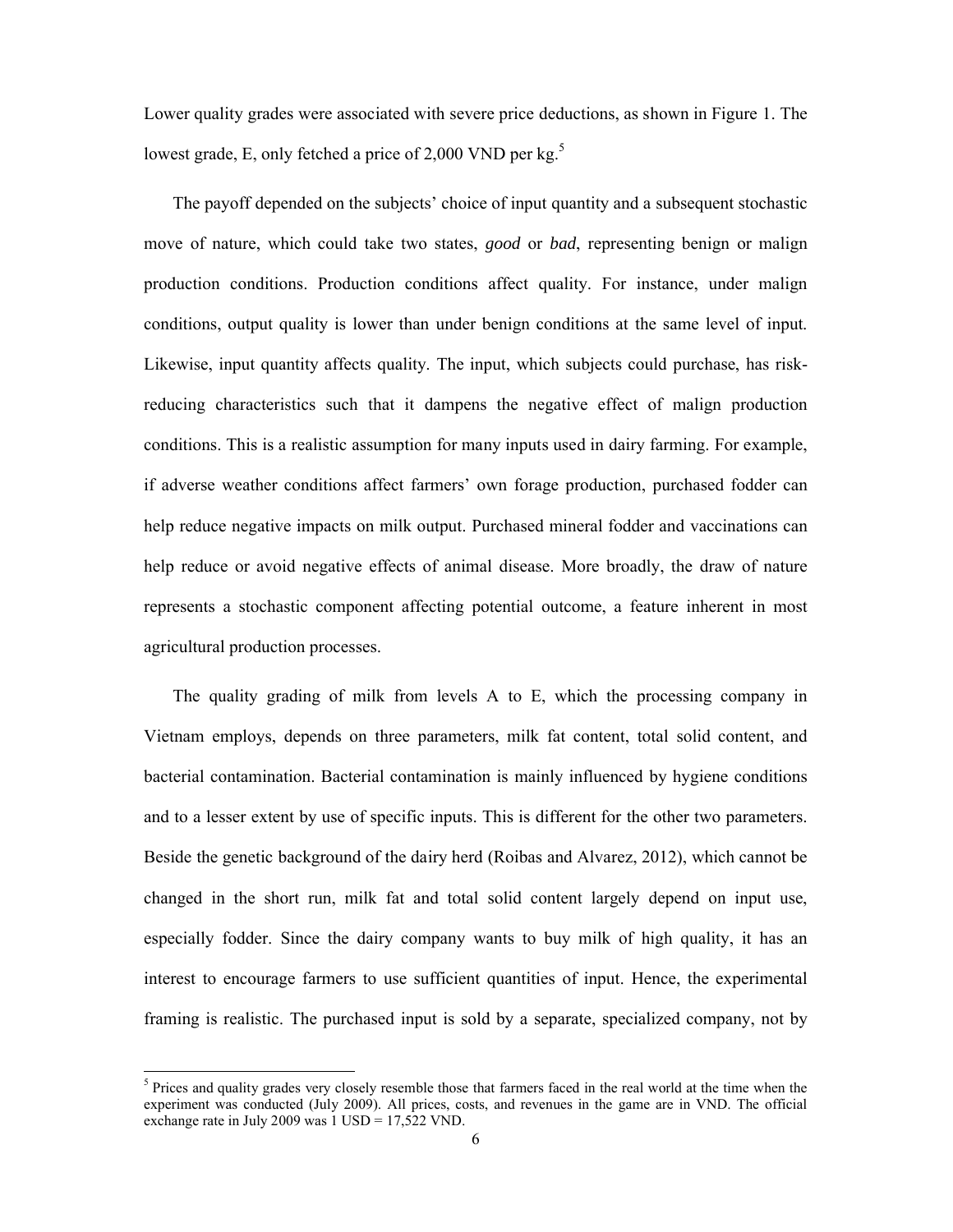Lower quality grades were associated with severe price deductions, as shown in Figure 1. The lowest grade, E, only fetched a price of 2,000 VND per kg.[5]

The payoff depended on the subjects' choice of input quantity and a subsequent stochastic move of nature, which could take two states, *good* or *bad*, representing benign or malign production conditions. Production conditions affect quality. For instance, under malign conditions, output quality is lower than under benign conditions at the same level of input. Likewise, input quantity affects quality. The input, which subjects could purchase, has risk-reducing characteristics such that it dampens the negative effect of malign production conditions. This is a realistic assumption for many inputs used in dairy farming. For example, if adverse weather conditions affect farmers' own forage production, purchased fodder can help reduce negative impacts on milk output. Purchased mineral fodder and vaccinations can help reduce or avoid negative effects of animal disease. More broadly, the draw of nature represents a stochastic component affecting potential outcome, a feature inherent in most agricultural production processes.

The quality grading of milk from levels A to E, which the processing company in Vietnam employs, depends on three parameters, milk fat content, total solid content, and bacterial contamination. Bacterial contamination is mainly influenced by hygiene conditions and to a lesser extent by use of specific inputs. This is different for the other two parameters. Beside the genetic background of the dairy herd (Roibas and Alvarez, 2012), which cannot be changed in the short run, milk fat and total solid content largely depend on input use, especially fodder. Since the dairy company wants to buy milk of high quality, it has an interest to encourage farmers to use sufficient quantities of input. Hence, the experimental framing is realistic. The purchased input is sold by a separate, specialized company, not by

---

[5] Prices and quality grades very closely resemble those that farmers faced in the real world at the time when the experiment was conducted (July 2009). All prices, costs, and revenues in the game are in VND. The official exchange rate in July 2009 was 1 USD = 17,522 VND.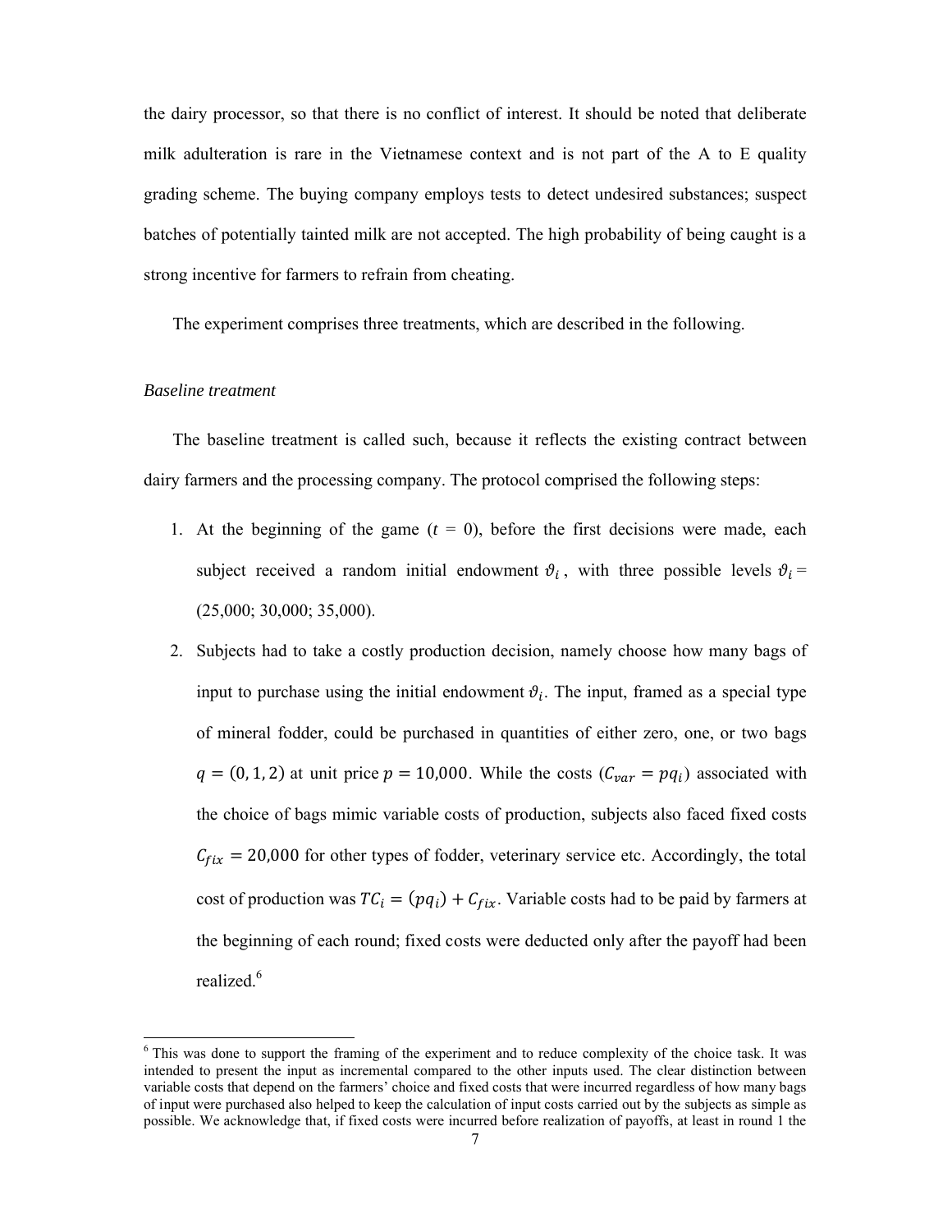the dairy processor, so that there is no conflict of interest. It should be noted that deliberate milk adulteration is rare in the Vietnamese context and is not part of the A to E quality grading scheme. The buying company employs tests to detect undesired substances; suspect batches of potentially tainted milk are not accepted. The high probability of being caught is a strong incentive for farmers to refrain from cheating.

The experiment comprises three treatments, which are described in the following.

*Baseline treatment*

The baseline treatment is called such, because it reflects the existing contract between dairy farmers and the processing company. The protocol comprised the following steps:

1. At the beginning of the game ($t$ = 0), before the first decisions were made, each subject received a random initial endowment $\vartheta_i$, with three possible levels $\vartheta_i$ = (25,000; 30,000; 35,000).
2. Subjects had to take a costly production decision, namely choose how many bags of input to purchase using the initial endowment $\vartheta_i$. The input, framed as a special type of mineral fodder, could be purchased in quantities of either zero, one, or two bags $q = (0, 1, 2)$ at unit price $p = 10{,}000$. While the costs ($C_{var} = pq_i$) associated with the choice of bags mimic variable costs of production, subjects also faced fixed costs $C_{fix} = 20{,}000$ for other types of fodder, veterinary service etc. Accordingly, the total cost of production was $TC_i = (pq_i) + C_{fix}$. Variable costs had to be paid by farmers at the beginning of each round; fixed costs were deducted only after the payoff had been realized.[6]

[6] This was done to support the framing of the experiment and to reduce complexity of the choice task. It was intended to present the input as incremental compared to the other inputs used. The clear distinction between variable costs that depend on the farmers' choice and fixed costs that were incurred regardless of how many bags of input were purchased also helped to keep the calculation of input costs carried out by the subjects as simple as possible. We acknowledge that, if fixed costs were incurred before realization of payoffs, at least in round 1 the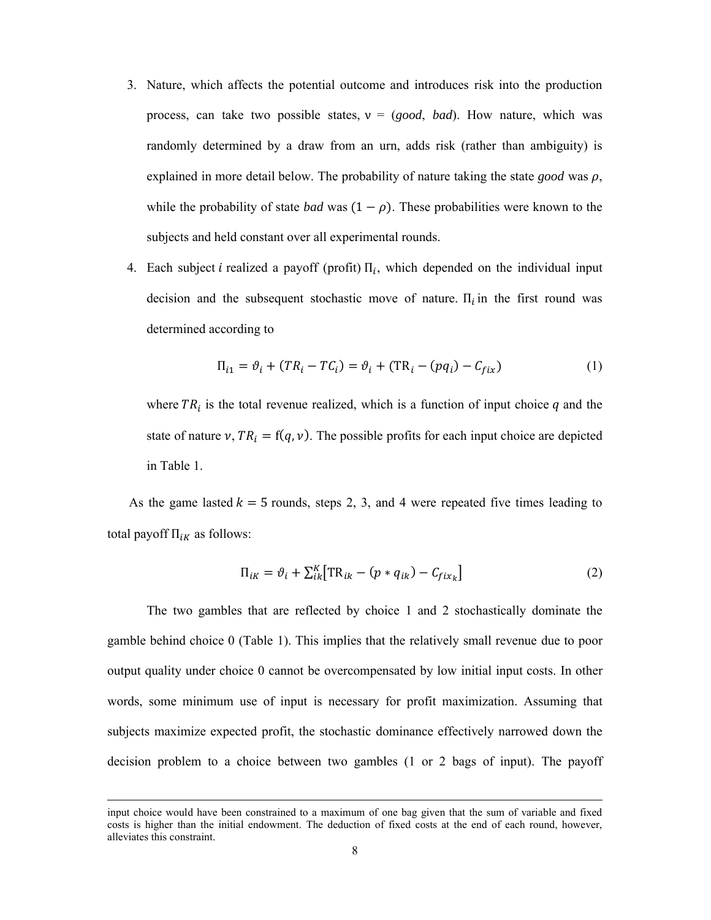3. Nature, which affects the potential outcome and introduces risk into the production process, can take two possible states, ν = (*good*, *bad*). How nature, which was randomly determined by a draw from an urn, adds risk (rather than ambiguity) is explained in more detail below. The probability of nature taking the state *good* was $\rho$, while the probability of state *bad* was $(1-\rho)$. These probabilities were known to the subjects and held constant over all experimental rounds.

4. Each subject $i$ realized a payoff (profit) $\Pi_i$, which depended on the individual input decision and the subsequent stochastic move of nature. $\Pi_i$ in the first round was determined according to

$$\Pi_{i1} = \vartheta_i + (TR_i - TC_i) = \vartheta_i + (\text{TR}_i - (pq_i) - C_{fix}) \tag{1}$$

where $TR_i$ is the total revenue realized, which is a function of input choice $q$ and the state of nature $v$, $TR_i = \text{f}(q, v)$. The possible profits for each input choice are depicted in Table 1.

As the game lasted $k = 5$ rounds, steps 2, 3, and 4 were repeated five times leading to total payoff $\Pi_{iK}$ as follows:

$$\Pi_{iK} = \vartheta_i + \sum_{ik}^{K}\left[\text{TR}_{ik} - (p * q_{ik}) - C_{fix_k}\right] \tag{2}$$

The two gambles that are reflected by choice 1 and 2 stochastically dominate the gamble behind choice 0 (Table 1). This implies that the relatively small revenue due to poor output quality under choice 0 cannot be overcompensated by low initial input costs. In other words, some minimum use of input is necessary for profit maximization. Assuming that subjects maximize expected profit, the stochastic dominance effectively narrowed down the decision problem to a choice between two gambles (1 or 2 bags of input). The payoff

input choice would have been constrained to a maximum of one bag given that the sum of variable and fixed costs is higher than the initial endowment. The deduction of fixed costs at the end of each round, however, alleviates this constraint.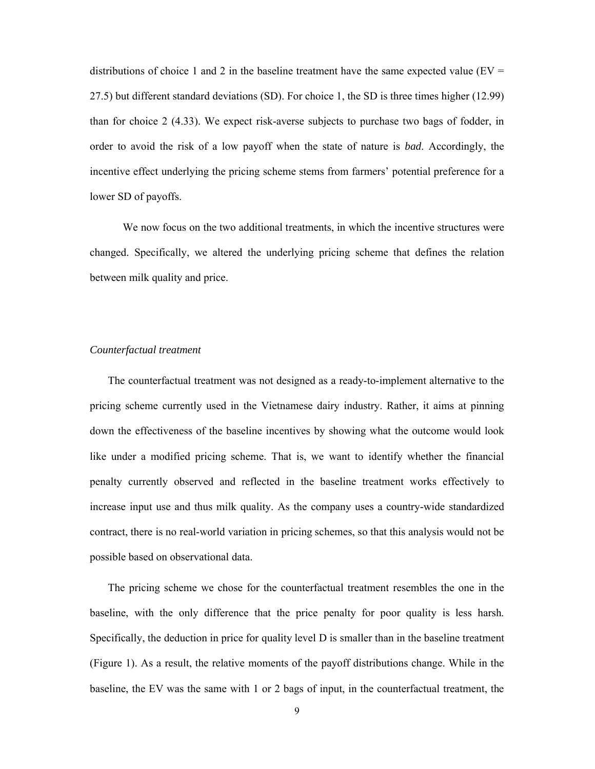distributions of choice 1 and 2 in the baseline treatment have the same expected value (EV = 27.5) but different standard deviations (SD). For choice 1, the SD is three times higher (12.99) than for choice 2 (4.33). We expect risk-averse subjects to purchase two bags of fodder, in order to avoid the risk of a low payoff when the state of nature is *bad*. Accordingly, the incentive effect underlying the pricing scheme stems from farmers' potential preference for a lower SD of payoffs.

We now focus on the two additional treatments, in which the incentive structures were changed. Specifically, we altered the underlying pricing scheme that defines the relation between milk quality and price.

*Counterfactual treatment*

The counterfactual treatment was not designed as a ready-to-implement alternative to the pricing scheme currently used in the Vietnamese dairy industry. Rather, it aims at pinning down the effectiveness of the baseline incentives by showing what the outcome would look like under a modified pricing scheme. That is, we want to identify whether the financial penalty currently observed and reflected in the baseline treatment works effectively to increase input use and thus milk quality. As the company uses a country-wide standardized contract, there is no real-world variation in pricing schemes, so that this analysis would not be possible based on observational data.

The pricing scheme we chose for the counterfactual treatment resembles the one in the baseline, with the only difference that the price penalty for poor quality is less harsh. Specifically, the deduction in price for quality level D is smaller than in the baseline treatment (Figure 1). As a result, the relative moments of the payoff distributions change. While in the baseline, the EV was the same with 1 or 2 bags of input, in the counterfactual treatment, the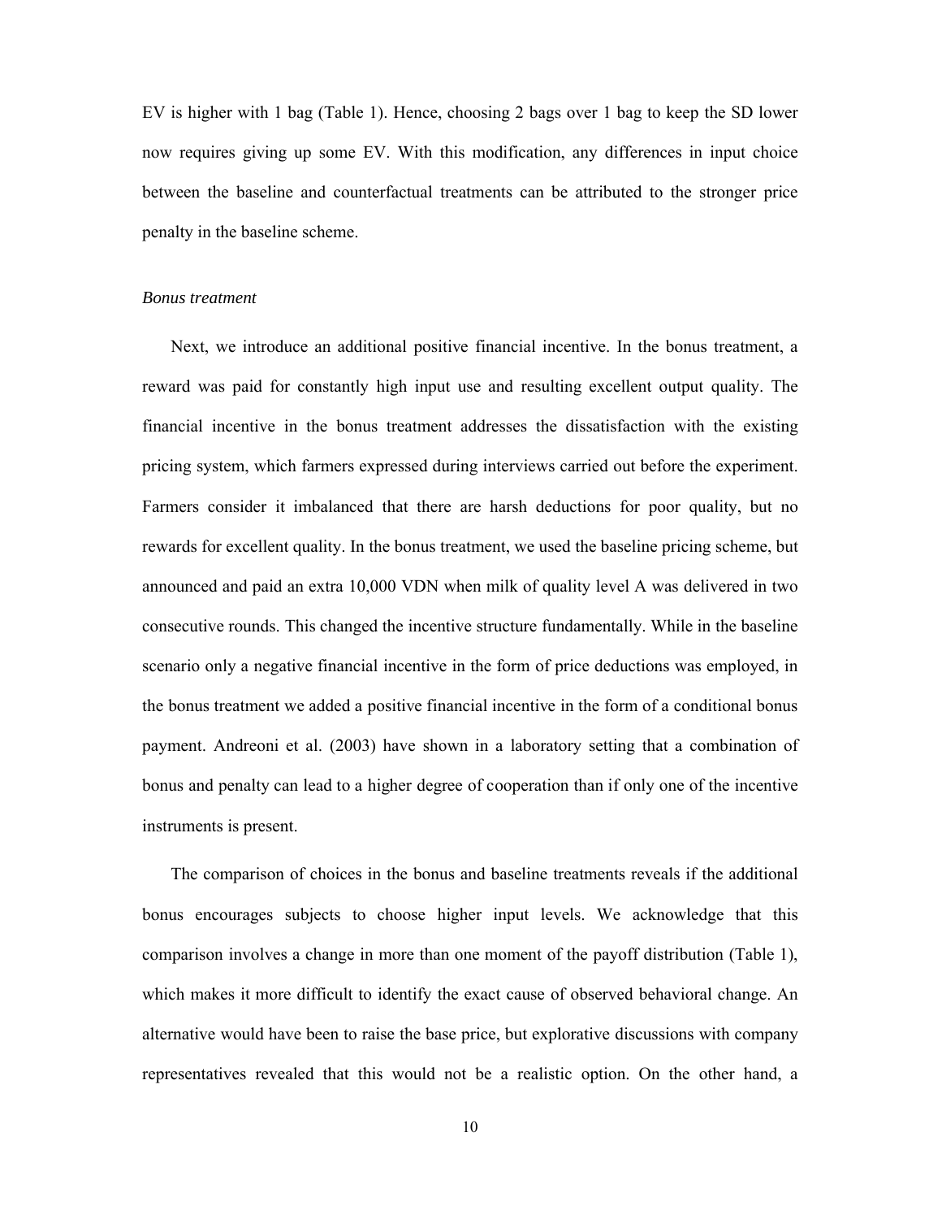EV is higher with 1 bag (Table 1). Hence, choosing 2 bags over 1 bag to keep the SD lower now requires giving up some EV. With this modification, any differences in input choice between the baseline and counterfactual treatments can be attributed to the stronger price penalty in the baseline scheme.

*Bonus treatment*

Next, we introduce an additional positive financial incentive. In the bonus treatment, a reward was paid for constantly high input use and resulting excellent output quality. The financial incentive in the bonus treatment addresses the dissatisfaction with the existing pricing system, which farmers expressed during interviews carried out before the experiment. Farmers consider it imbalanced that there are harsh deductions for poor quality, but no rewards for excellent quality. In the bonus treatment, we used the baseline pricing scheme, but announced and paid an extra 10,000 VDN when milk of quality level A was delivered in two consecutive rounds. This changed the incentive structure fundamentally. While in the baseline scenario only a negative financial incentive in the form of price deductions was employed, in the bonus treatment we added a positive financial incentive in the form of a conditional bonus payment. Andreoni et al. (2003) have shown in a laboratory setting that a combination of bonus and penalty can lead to a higher degree of cooperation than if only one of the incentive instruments is present.

The comparison of choices in the bonus and baseline treatments reveals if the additional bonus encourages subjects to choose higher input levels. We acknowledge that this comparison involves a change in more than one moment of the payoff distribution (Table 1), which makes it more difficult to identify the exact cause of observed behavioral change. An alternative would have been to raise the base price, but explorative discussions with company representatives revealed that this would not be a realistic option. On the other hand, a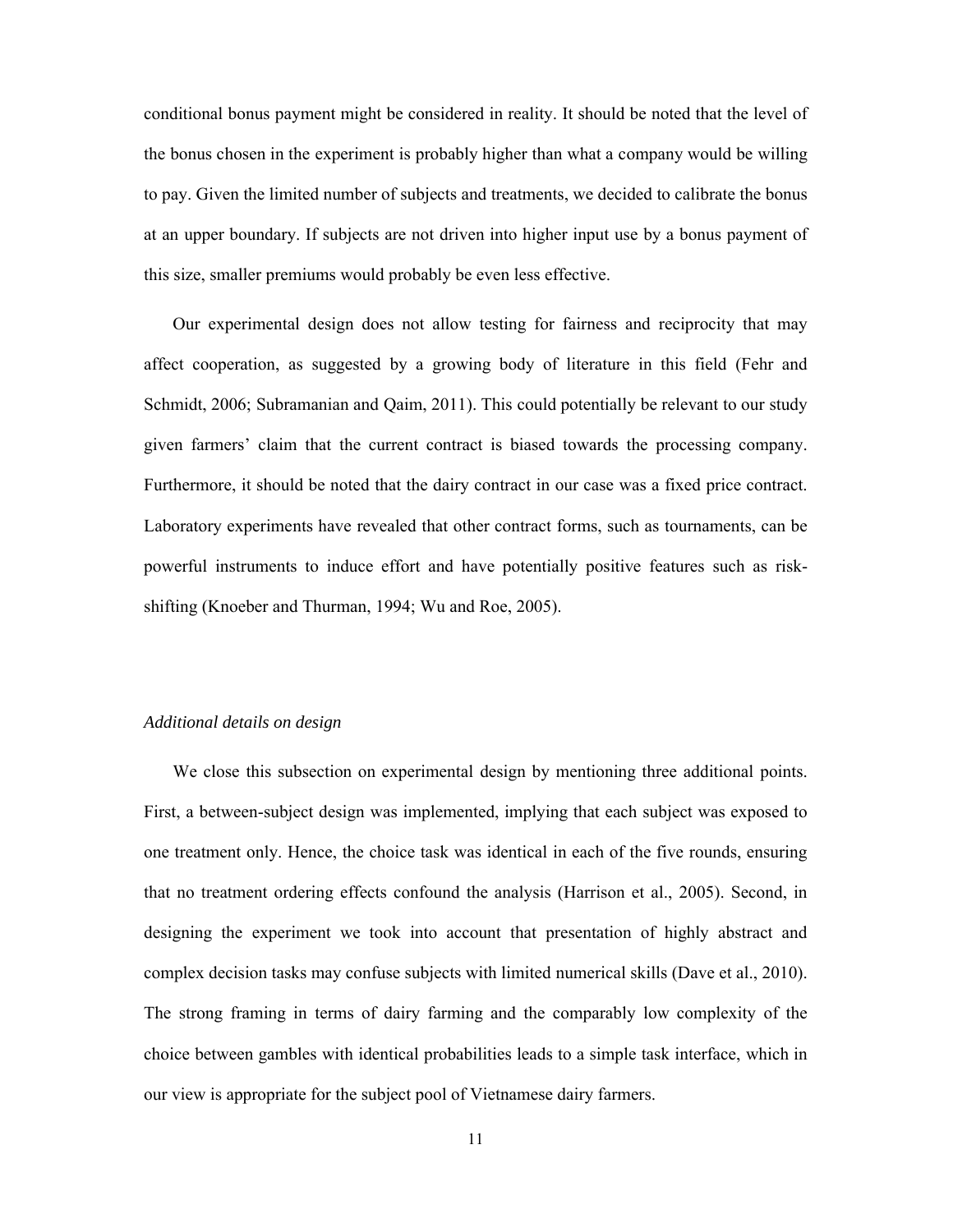conditional bonus payment might be considered in reality. It should be noted that the level of the bonus chosen in the experiment is probably higher than what a company would be willing to pay. Given the limited number of subjects and treatments, we decided to calibrate the bonus at an upper boundary. If subjects are not driven into higher input use by a bonus payment of this size, smaller premiums would probably be even less effective.

Our experimental design does not allow testing for fairness and reciprocity that may affect cooperation, as suggested by a growing body of literature in this field (Fehr and Schmidt, 2006; Subramanian and Qaim, 2011). This could potentially be relevant to our study given farmers' claim that the current contract is biased towards the processing company. Furthermore, it should be noted that the dairy contract in our case was a fixed price contract. Laboratory experiments have revealed that other contract forms, such as tournaments, can be powerful instruments to induce effort and have potentially positive features such as risk-shifting (Knoeber and Thurman, 1994; Wu and Roe, 2005).

*Additional details on design*

We close this subsection on experimental design by mentioning three additional points. First, a between-subject design was implemented, implying that each subject was exposed to one treatment only. Hence, the choice task was identical in each of the five rounds, ensuring that no treatment ordering effects confound the analysis (Harrison et al., 2005). Second, in designing the experiment we took into account that presentation of highly abstract and complex decision tasks may confuse subjects with limited numerical skills (Dave et al., 2010). The strong framing in terms of dairy farming and the comparably low complexity of the choice between gambles with identical probabilities leads to a simple task interface, which in our view is appropriate for the subject pool of Vietnamese dairy farmers.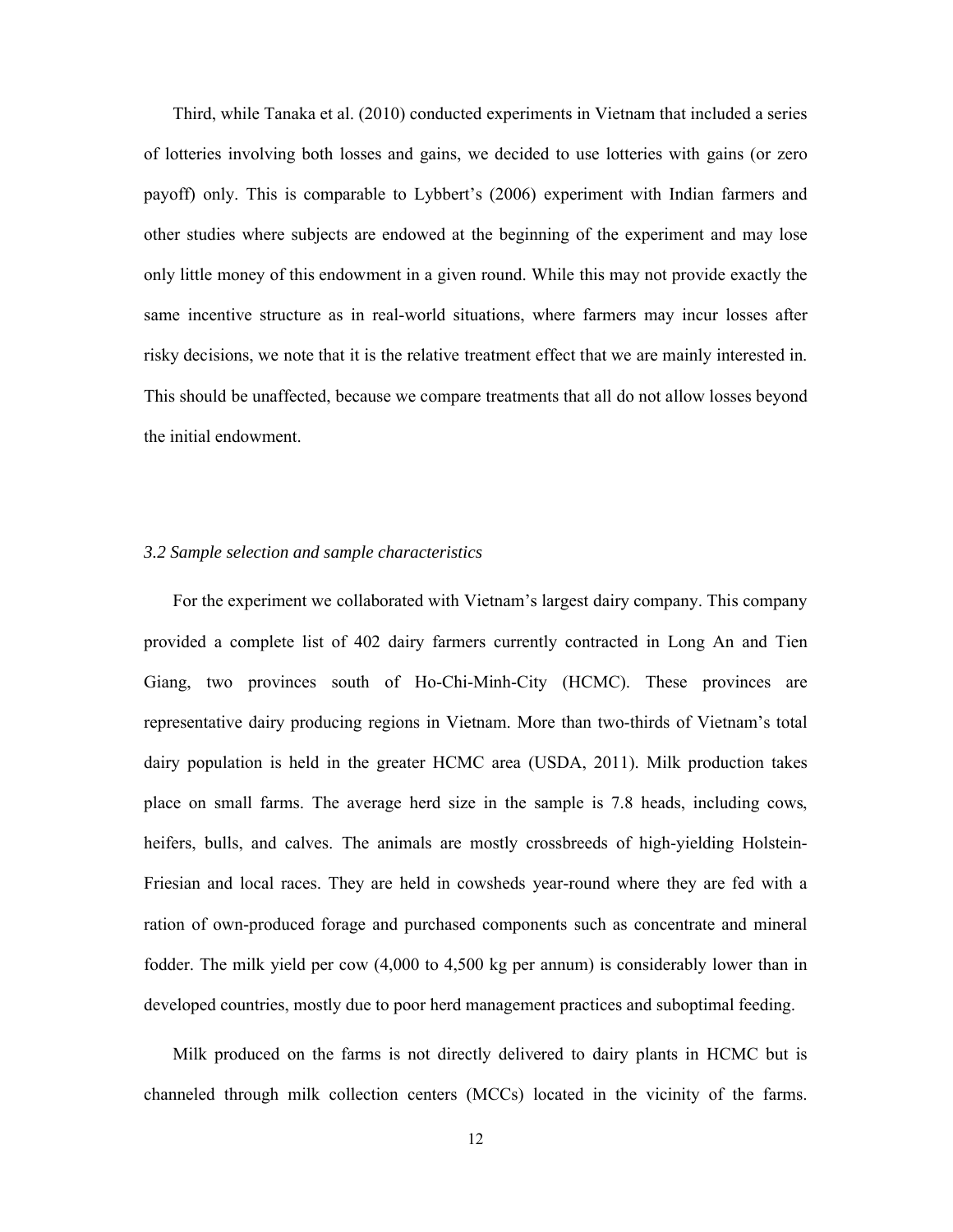Third, while Tanaka et al. (2010) conducted experiments in Vietnam that included a series of lotteries involving both losses and gains, we decided to use lotteries with gains (or zero payoff) only. This is comparable to Lybbert's (2006) experiment with Indian farmers and other studies where subjects are endowed at the beginning of the experiment and may lose only little money of this endowment in a given round. While this may not provide exactly the same incentive structure as in real-world situations, where farmers may incur losses after risky decisions, we note that it is the relative treatment effect that we are mainly interested in. This should be unaffected, because we compare treatments that all do not allow losses beyond the initial endowment.

### *3.2 Sample selection and sample characteristics*

For the experiment we collaborated with Vietnam's largest dairy company. This company provided a complete list of 402 dairy farmers currently contracted in Long An and Tien Giang, two provinces south of Ho-Chi-Minh-City (HCMC). These provinces are representative dairy producing regions in Vietnam. More than two-thirds of Vietnam's total dairy population is held in the greater HCMC area (USDA, 2011). Milk production takes place on small farms. The average herd size in the sample is 7.8 heads, including cows, heifers, bulls, and calves. The animals are mostly crossbreeds of high-yielding Holstein-Friesian and local races. They are held in cowsheds year-round where they are fed with a ration of own-produced forage and purchased components such as concentrate and mineral fodder. The milk yield per cow (4,000 to 4,500 kg per annum) is considerably lower than in developed countries, mostly due to poor herd management practices and suboptimal feeding.

Milk produced on the farms is not directly delivered to dairy plants in HCMC but is channeled through milk collection centers (MCCs) located in the vicinity of the farms.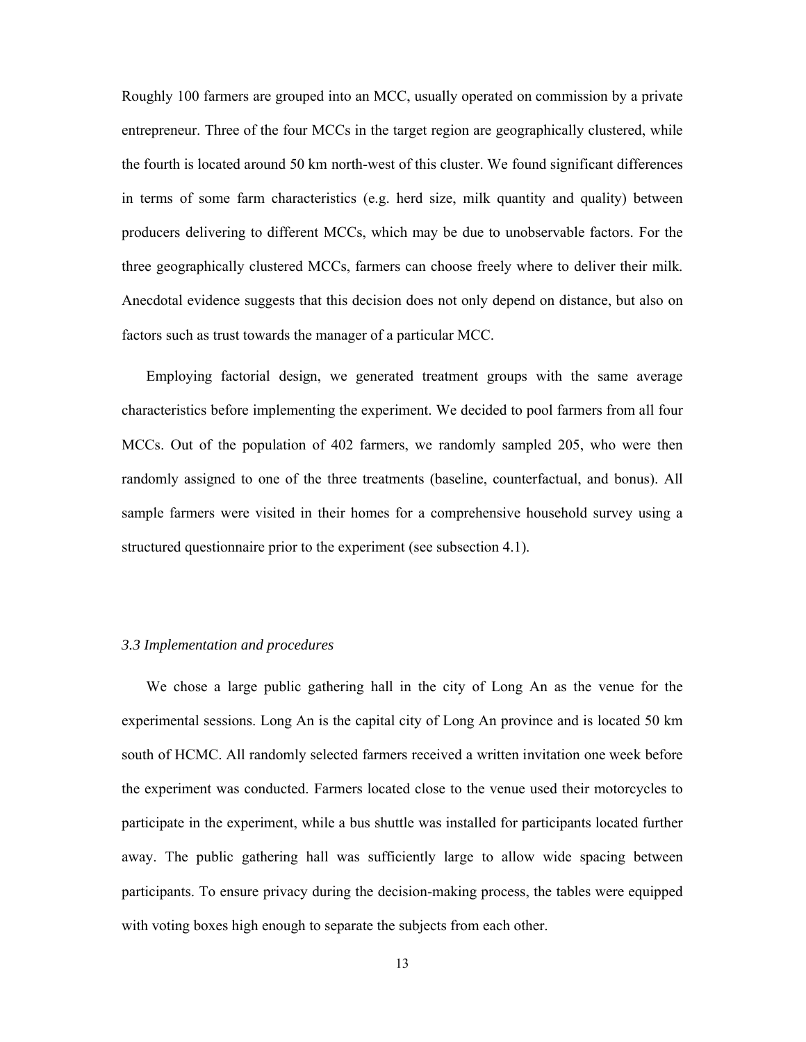Roughly 100 farmers are grouped into an MCC, usually operated on commission by a private entrepreneur. Three of the four MCCs in the target region are geographically clustered, while the fourth is located around 50 km north-west of this cluster. We found significant differences in terms of some farm characteristics (e.g. herd size, milk quantity and quality) between producers delivering to different MCCs, which may be due to unobservable factors. For the three geographically clustered MCCs, farmers can choose freely where to deliver their milk. Anecdotal evidence suggests that this decision does not only depend on distance, but also on factors such as trust towards the manager of a particular MCC.

Employing factorial design, we generated treatment groups with the same average characteristics before implementing the experiment. We decided to pool farmers from all four MCCs. Out of the population of 402 farmers, we randomly sampled 205, who were then randomly assigned to one of the three treatments (baseline, counterfactual, and bonus). All sample farmers were visited in their homes for a comprehensive household survey using a structured questionnaire prior to the experiment (see subsection 4.1).

### *3.3 Implementation and procedures*

We chose a large public gathering hall in the city of Long An as the venue for the experimental sessions. Long An is the capital city of Long An province and is located 50 km south of HCMC. All randomly selected farmers received a written invitation one week before the experiment was conducted. Farmers located close to the venue used their motorcycles to participate in the experiment, while a bus shuttle was installed for participants located further away. The public gathering hall was sufficiently large to allow wide spacing between participants. To ensure privacy during the decision-making process, the tables were equipped with voting boxes high enough to separate the subjects from each other.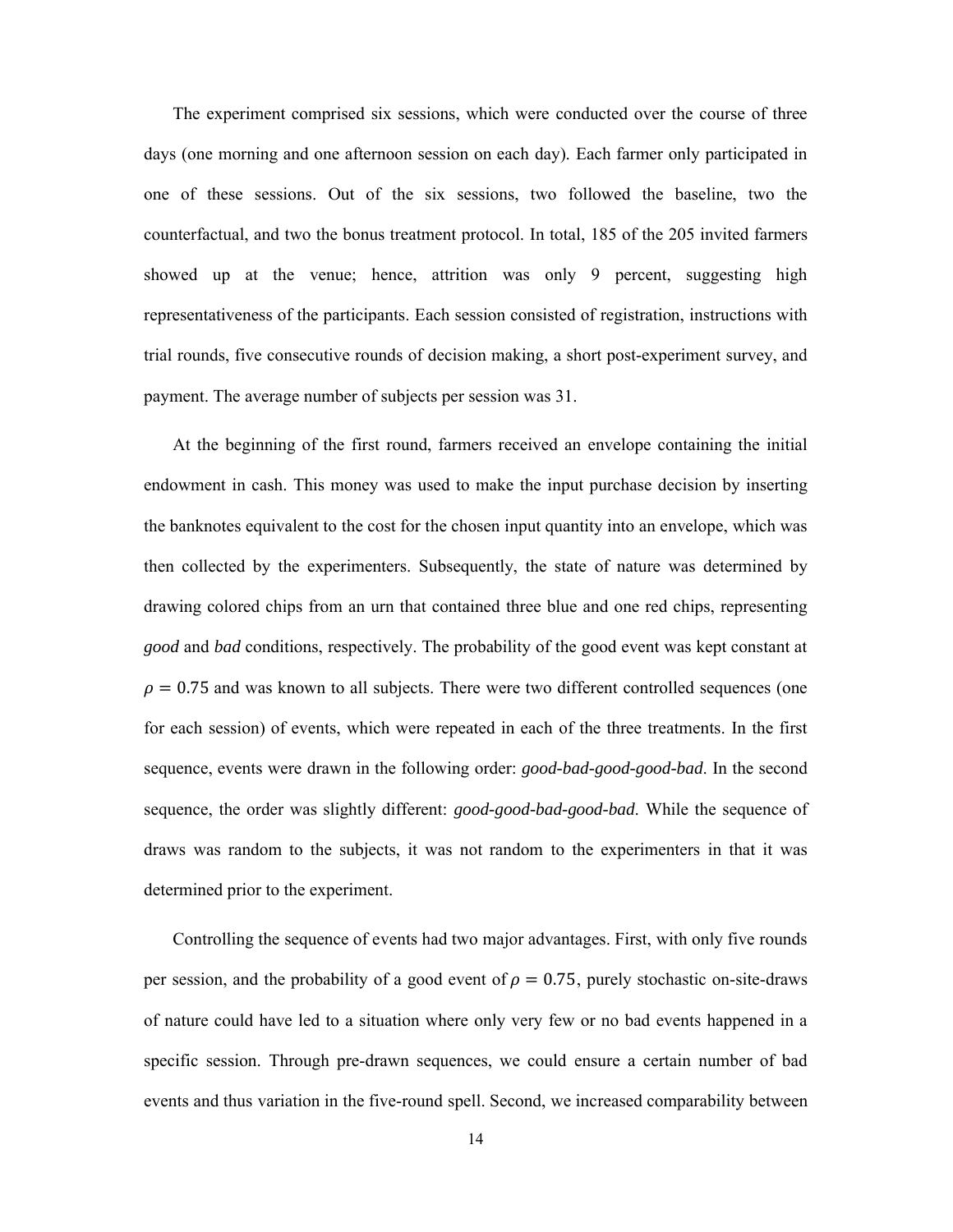The experiment comprised six sessions, which were conducted over the course of three days (one morning and one afternoon session on each day). Each farmer only participated in one of these sessions. Out of the six sessions, two followed the baseline, two the counterfactual, and two the bonus treatment protocol. In total, 185 of the 205 invited farmers showed up at the venue; hence, attrition was only 9 percent, suggesting high representativeness of the participants. Each session consisted of registration, instructions with trial rounds, five consecutive rounds of decision making, a short post-experiment survey, and payment. The average number of subjects per session was 31.

At the beginning of the first round, farmers received an envelope containing the initial endowment in cash. This money was used to make the input purchase decision by inserting the banknotes equivalent to the cost for the chosen input quantity into an envelope, which was then collected by the experimenters. Subsequently, the state of nature was determined by drawing colored chips from an urn that contained three blue and one red chips, representing *good* and *bad* conditions, respectively. The probability of the good event was kept constant at $\rho = 0.75$ and was known to all subjects. There were two different controlled sequences (one for each session) of events, which were repeated in each of the three treatments. In the first sequence, events were drawn in the following order: *good-bad-good-good-bad*. In the second sequence, the order was slightly different: *good-good-bad-good-bad*. While the sequence of draws was random to the subjects, it was not random to the experimenters in that it was determined prior to the experiment.

Controlling the sequence of events had two major advantages. First, with only five rounds per session, and the probability of a good event of $\rho = 0.75$, purely stochastic on-site-draws of nature could have led to a situation where only very few or no bad events happened in a specific session. Through pre-drawn sequences, we could ensure a certain number of bad events and thus variation in the five-round spell. Second, we increased comparability between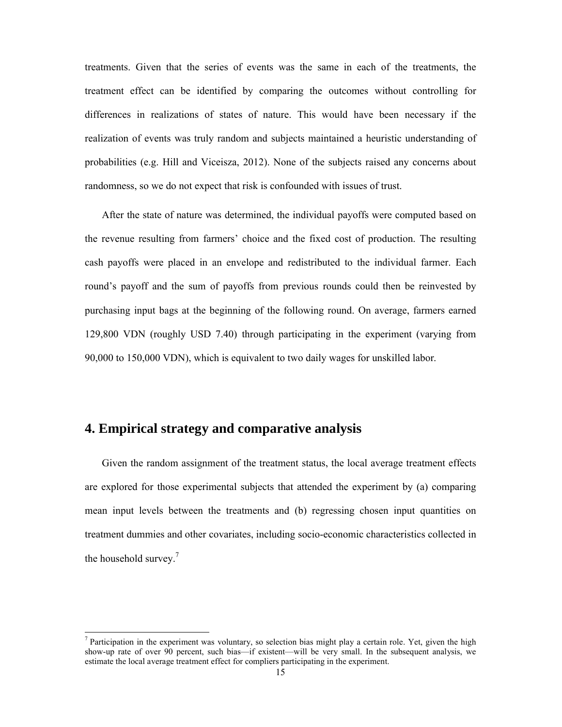treatments. Given that the series of events was the same in each of the treatments, the treatment effect can be identified by comparing the outcomes without controlling for differences in realizations of states of nature. This would have been necessary if the realization of events was truly random and subjects maintained a heuristic understanding of probabilities (e.g. Hill and Viceisza, 2012). None of the subjects raised any concerns about randomness, so we do not expect that risk is confounded with issues of trust.

After the state of nature was determined, the individual payoffs were computed based on the revenue resulting from farmers' choice and the fixed cost of production. The resulting cash payoffs were placed in an envelope and redistributed to the individual farmer. Each round's payoff and the sum of payoffs from previous rounds could then be reinvested by purchasing input bags at the beginning of the following round. On average, farmers earned 129,800 VDN (roughly USD 7.40) through participating in the experiment (varying from 90,000 to 150,000 VDN), which is equivalent to two daily wages for unskilled labor.

## 4. Empirical strategy and comparative analysis

Given the random assignment of the treatment status, the local average treatment effects are explored for those experimental subjects that attended the experiment by (a) comparing mean input levels between the treatments and (b) regressing chosen input quantities on treatment dummies and other covariates, including socio-economic characteristics collected in the household survey.[7]

[7] Participation in the experiment was voluntary, so selection bias might play a certain role. Yet, given the high show-up rate of over 90 percent, such bias—if existent—will be very small. In the subsequent analysis, we estimate the local average treatment effect for compliers participating in the experiment.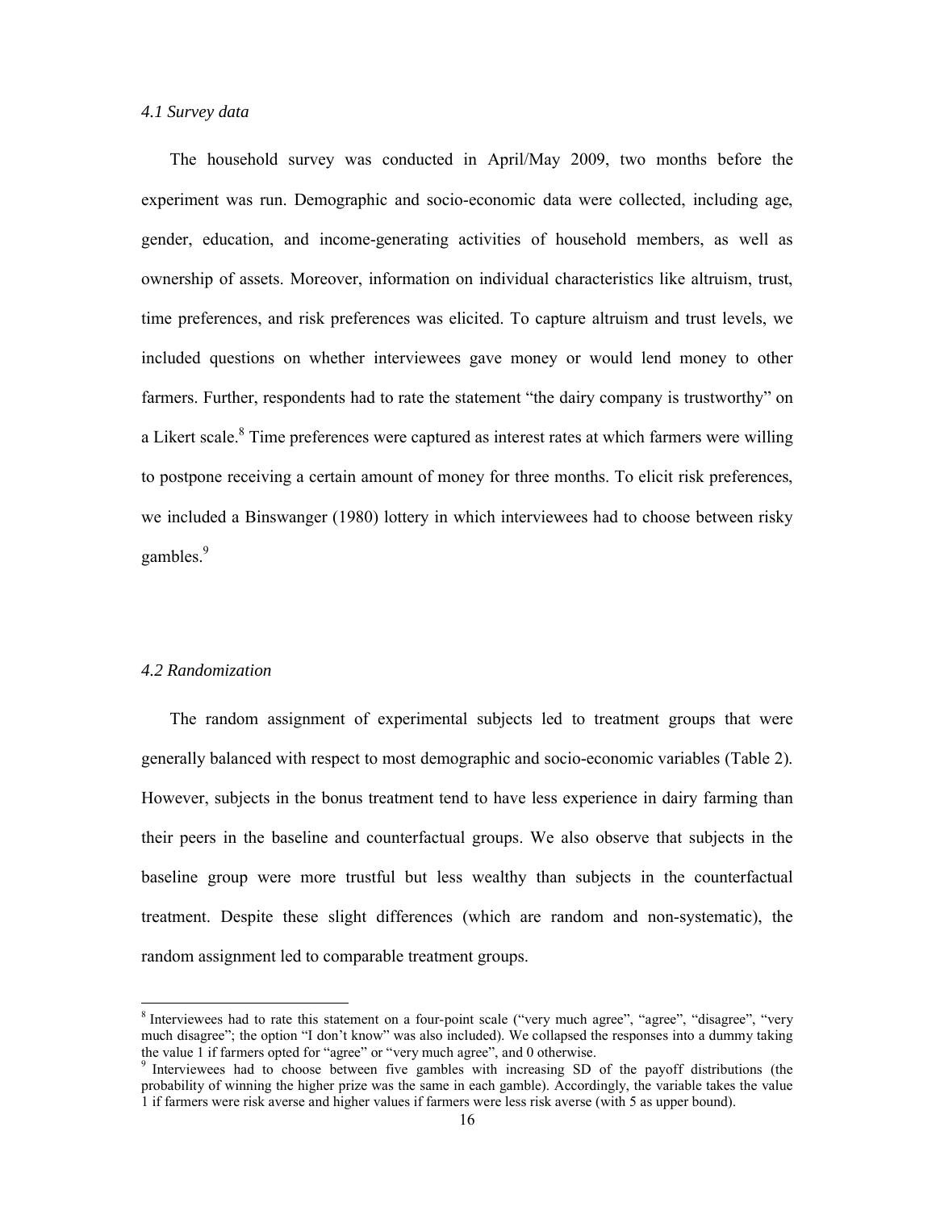### *4.1 Survey data*

The household survey was conducted in April/May 2009, two months before the experiment was run. Demographic and socio-economic data were collected, including age, gender, education, and income-generating activities of household members, as well as ownership of assets. Moreover, information on individual characteristics like altruism, trust, time preferences, and risk preferences was elicited. To capture altruism and trust levels, we included questions on whether interviewees gave money or would lend money to other farmers. Further, respondents had to rate the statement "the dairy company is trustworthy" on a Likert scale.[8] Time preferences were captured as interest rates at which farmers were willing to postpone receiving a certain amount of money for three months. To elicit risk preferences, we included a Binswanger (1980) lottery in which interviewees had to choose between risky gambles.[9]

### *4.2 Randomization*

The random assignment of experimental subjects led to treatment groups that were generally balanced with respect to most demographic and socio-economic variables (Table 2). However, subjects in the bonus treatment tend to have less experience in dairy farming than their peers in the baseline and counterfactual groups. We also observe that subjects in the baseline group were more trustful but less wealthy than subjects in the counterfactual treatment. Despite these slight differences (which are random and non-systematic), the random assignment led to comparable treatment groups.

---

[8] Interviewees had to rate this statement on a four-point scale ("very much agree", "agree", "disagree", "very much disagree"; the option "I don't know" was also included). We collapsed the responses into a dummy taking the value 1 if farmers opted for "agree" or "very much agree", and 0 otherwise.

[9] Interviewees had to choose between five gambles with increasing SD of the payoff distributions (the probability of winning the higher prize was the same in each gamble). Accordingly, the variable takes the value 1 if farmers were risk averse and higher values if farmers were less risk averse (with 5 as upper bound).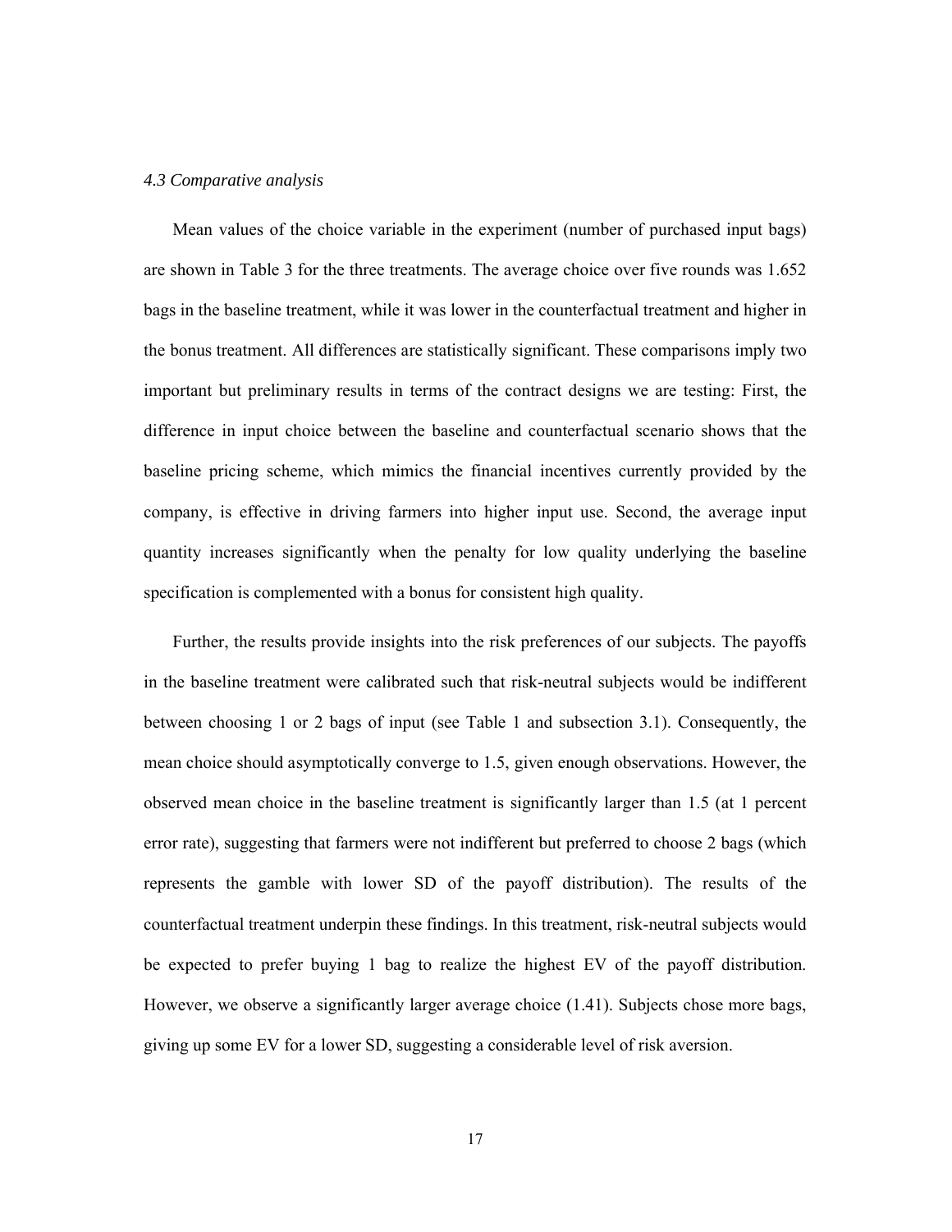### *4.3 Comparative analysis*

Mean values of the choice variable in the experiment (number of purchased input bags) are shown in Table 3 for the three treatments. The average choice over five rounds was 1.652 bags in the baseline treatment, while it was lower in the counterfactual treatment and higher in the bonus treatment. All differences are statistically significant. These comparisons imply two important but preliminary results in terms of the contract designs we are testing: First, the difference in input choice between the baseline and counterfactual scenario shows that the baseline pricing scheme, which mimics the financial incentives currently provided by the company, is effective in driving farmers into higher input use. Second, the average input quantity increases significantly when the penalty for low quality underlying the baseline specification is complemented with a bonus for consistent high quality.

Further, the results provide insights into the risk preferences of our subjects. The payoffs in the baseline treatment were calibrated such that risk-neutral subjects would be indifferent between choosing 1 or 2 bags of input (see Table 1 and subsection 3.1). Consequently, the mean choice should asymptotically converge to 1.5, given enough observations. However, the observed mean choice in the baseline treatment is significantly larger than 1.5 (at 1 percent error rate), suggesting that farmers were not indifferent but preferred to choose 2 bags (which represents the gamble with lower SD of the payoff distribution). The results of the counterfactual treatment underpin these findings. In this treatment, risk-neutral subjects would be expected to prefer buying 1 bag to realize the highest EV of the payoff distribution. However, we observe a significantly larger average choice (1.41). Subjects chose more bags, giving up some EV for a lower SD, suggesting a considerable level of risk aversion.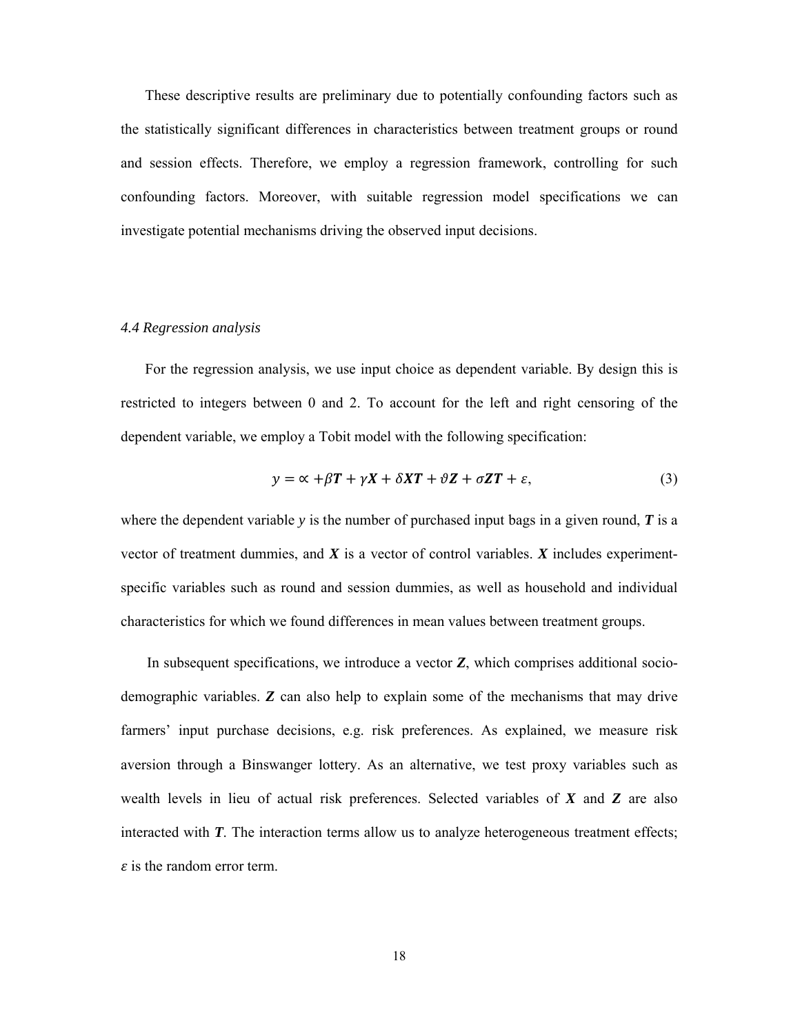These descriptive results are preliminary due to potentially confounding factors such as the statistically significant differences in characteristics between treatment groups or round and session effects. Therefore, we employ a regression framework, controlling for such confounding factors. Moreover, with suitable regression model specifications we can investigate potential mechanisms driving the observed input decisions.

### *4.4 Regression analysis*

For the regression analysis, we use input choice as dependent variable. By design this is restricted to integers between 0 and 2. To account for the left and right censoring of the dependent variable, we employ a Tobit model with the following specification:

$$y = \propto + \beta \boldsymbol{T} + \gamma \boldsymbol{X} + \delta \boldsymbol{X}\boldsymbol{T} + \vartheta \boldsymbol{Z} + \sigma \boldsymbol{Z}\boldsymbol{T} + \varepsilon, \tag{3}$$

where the dependent variable $y$ is the number of purchased input bags in a given round, $\boldsymbol{T}$ is a vector of treatment dummies, and $\boldsymbol{X}$ is a vector of control variables. $\boldsymbol{X}$ includes experiment-specific variables such as round and session dummies, as well as household and individual characteristics for which we found differences in mean values between treatment groups.

In subsequent specifications, we introduce a vector $\boldsymbol{Z}$, which comprises additional socio-demographic variables. $\boldsymbol{Z}$ can also help to explain some of the mechanisms that may drive farmers' input purchase decisions, e.g. risk preferences. As explained, we measure risk aversion through a Binswanger lottery. As an alternative, we test proxy variables such as wealth levels in lieu of actual risk preferences. Selected variables of $\boldsymbol{X}$ and $\boldsymbol{Z}$ are also interacted with $\boldsymbol{T}$. The interaction terms allow us to analyze heterogeneous treatment effects; $\varepsilon$ is the random error term.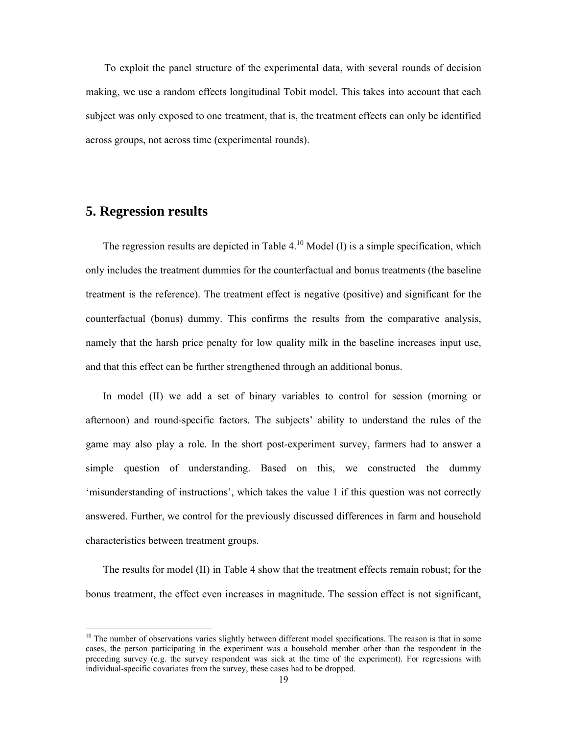To exploit the panel structure of the experimental data, with several rounds of decision making, we use a random effects longitudinal Tobit model. This takes into account that each subject was only exposed to one treatment, that is, the treatment effects can only be identified across groups, not across time (experimental rounds).

## 5. Regression results

The regression results are depicted in Table 4.[10] Model (I) is a simple specification, which only includes the treatment dummies for the counterfactual and bonus treatments (the baseline treatment is the reference). The treatment effect is negative (positive) and significant for the counterfactual (bonus) dummy. This confirms the results from the comparative analysis, namely that the harsh price penalty for low quality milk in the baseline increases input use, and that this effect can be further strengthened through an additional bonus.

In model (II) we add a set of binary variables to control for session (morning or afternoon) and round-specific factors. The subjects' ability to understand the rules of the game may also play a role. In the short post-experiment survey, farmers had to answer a simple question of understanding. Based on this, we constructed the dummy 'misunderstanding of instructions', which takes the value 1 if this question was not correctly answered. Further, we control for the previously discussed differences in farm and household characteristics between treatment groups.

The results for model (II) in Table 4 show that the treatment effects remain robust; for the bonus treatment, the effect even increases in magnitude. The session effect is not significant,

[10] The number of observations varies slightly between different model specifications. The reason is that in some cases, the person participating in the experiment was a household member other than the respondent in the preceding survey (e.g. the survey respondent was sick at the time of the experiment). For regressions with individual-specific covariates from the survey, these cases had to be dropped.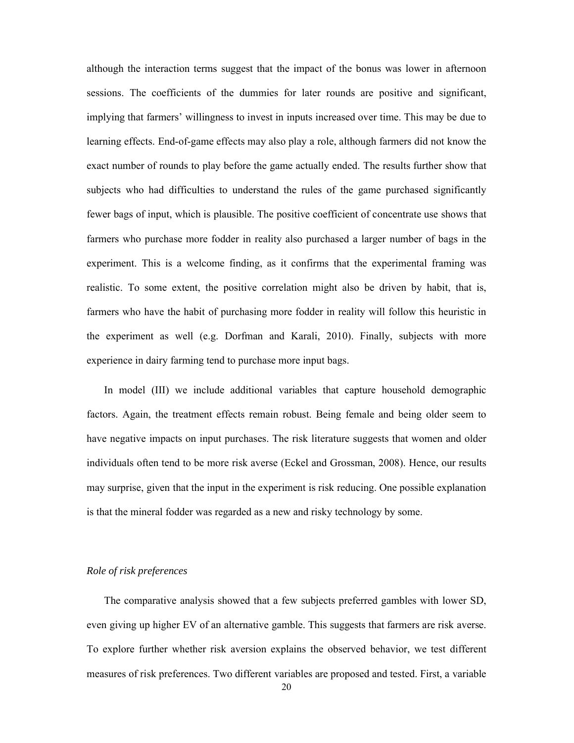although the interaction terms suggest that the impact of the bonus was lower in afternoon sessions. The coefficients of the dummies for later rounds are positive and significant, implying that farmers' willingness to invest in inputs increased over time. This may be due to learning effects. End-of-game effects may also play a role, although farmers did not know the exact number of rounds to play before the game actually ended. The results further show that subjects who had difficulties to understand the rules of the game purchased significantly fewer bags of input, which is plausible. The positive coefficient of concentrate use shows that farmers who purchase more fodder in reality also purchased a larger number of bags in the experiment. This is a welcome finding, as it confirms that the experimental framing was realistic. To some extent, the positive correlation might also be driven by habit, that is, farmers who have the habit of purchasing more fodder in reality will follow this heuristic in the experiment as well (e.g. Dorfman and Karali, 2010). Finally, subjects with more experience in dairy farming tend to purchase more input bags.

In model (III) we include additional variables that capture household demographic factors. Again, the treatment effects remain robust. Being female and being older seem to have negative impacts on input purchases. The risk literature suggests that women and older individuals often tend to be more risk averse (Eckel and Grossman, 2008). Hence, our results may surprise, given that the input in the experiment is risk reducing. One possible explanation is that the mineral fodder was regarded as a new and risky technology by some.

### *Role of risk preferences*

The comparative analysis showed that a few subjects preferred gambles with lower SD, even giving up higher EV of an alternative gamble. This suggests that farmers are risk averse. To explore further whether risk aversion explains the observed behavior, we test different measures of risk preferences. Two different variables are proposed and tested. First, a variable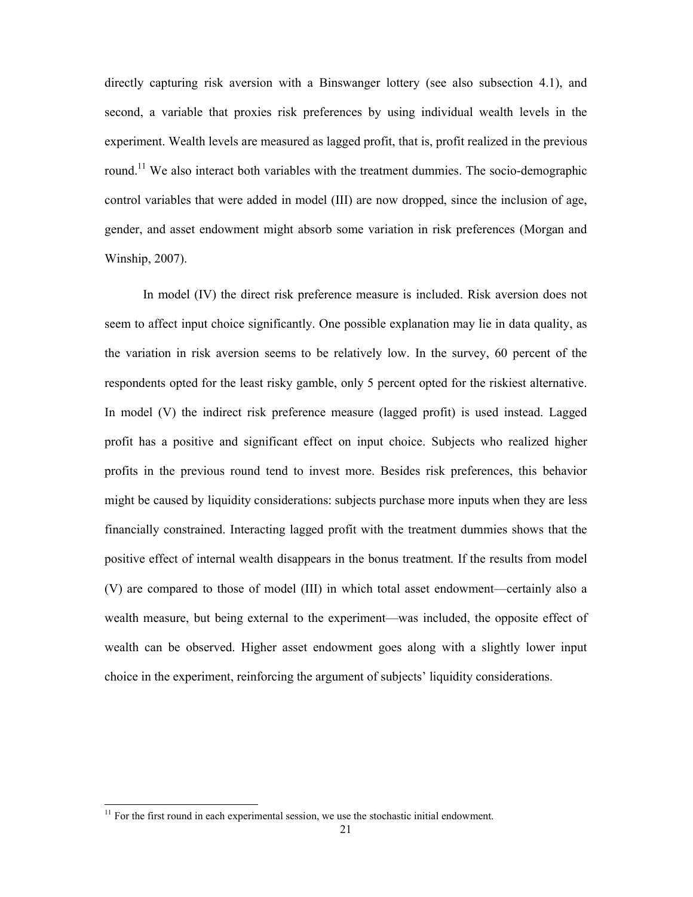directly capturing risk aversion with a Binswanger lottery (see also subsection 4.1), and second, a variable that proxies risk preferences by using individual wealth levels in the experiment. Wealth levels are measured as lagged profit, that is, profit realized in the previous round.[11] We also interact both variables with the treatment dummies. The socio-demographic control variables that were added in model (III) are now dropped, since the inclusion of age, gender, and asset endowment might absorb some variation in risk preferences (Morgan and Winship, 2007).

In model (IV) the direct risk preference measure is included. Risk aversion does not seem to affect input choice significantly. One possible explanation may lie in data quality, as the variation in risk aversion seems to be relatively low. In the survey, 60 percent of the respondents opted for the least risky gamble, only 5 percent opted for the riskiest alternative. In model (V) the indirect risk preference measure (lagged profit) is used instead. Lagged profit has a positive and significant effect on input choice. Subjects who realized higher profits in the previous round tend to invest more. Besides risk preferences, this behavior might be caused by liquidity considerations: subjects purchase more inputs when they are less financially constrained. Interacting lagged profit with the treatment dummies shows that the positive effect of internal wealth disappears in the bonus treatment. If the results from model (V) are compared to those of model (III) in which total asset endowment—certainly also a wealth measure, but being external to the experiment—was included, the opposite effect of wealth can be observed. Higher asset endowment goes along with a slightly lower input choice in the experiment, reinforcing the argument of subjects' liquidity considerations.

[11] For the first round in each experimental session, we use the stochastic initial endowment.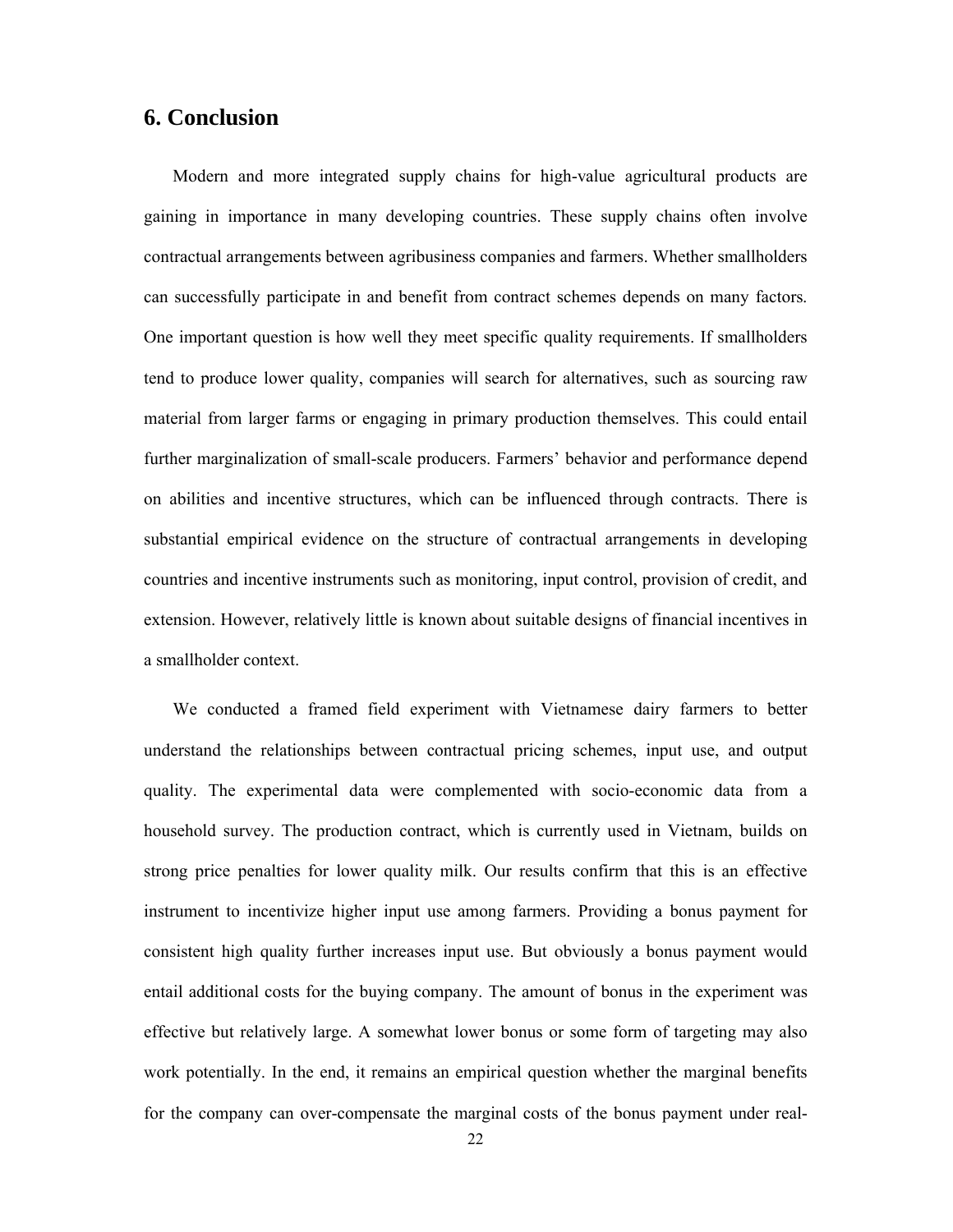## 6. Conclusion

Modern and more integrated supply chains for high-value agricultural products are gaining in importance in many developing countries. These supply chains often involve contractual arrangements between agribusiness companies and farmers. Whether smallholders can successfully participate in and benefit from contract schemes depends on many factors. One important question is how well they meet specific quality requirements. If smallholders tend to produce lower quality, companies will search for alternatives, such as sourcing raw material from larger farms or engaging in primary production themselves. This could entail further marginalization of small-scale producers. Farmers' behavior and performance depend on abilities and incentive structures, which can be influenced through contracts. There is substantial empirical evidence on the structure of contractual arrangements in developing countries and incentive instruments such as monitoring, input control, provision of credit, and extension. However, relatively little is known about suitable designs of financial incentives in a smallholder context.

We conducted a framed field experiment with Vietnamese dairy farmers to better understand the relationships between contractual pricing schemes, input use, and output quality. The experimental data were complemented with socio-economic data from a household survey. The production contract, which is currently used in Vietnam, builds on strong price penalties for lower quality milk. Our results confirm that this is an effective instrument to incentivize higher input use among farmers. Providing a bonus payment for consistent high quality further increases input use. But obviously a bonus payment would entail additional costs for the buying company. The amount of bonus in the experiment was effective but relatively large. A somewhat lower bonus or some form of targeting may also work potentially. In the end, it remains an empirical question whether the marginal benefits for the company can over-compensate the marginal costs of the bonus payment under real-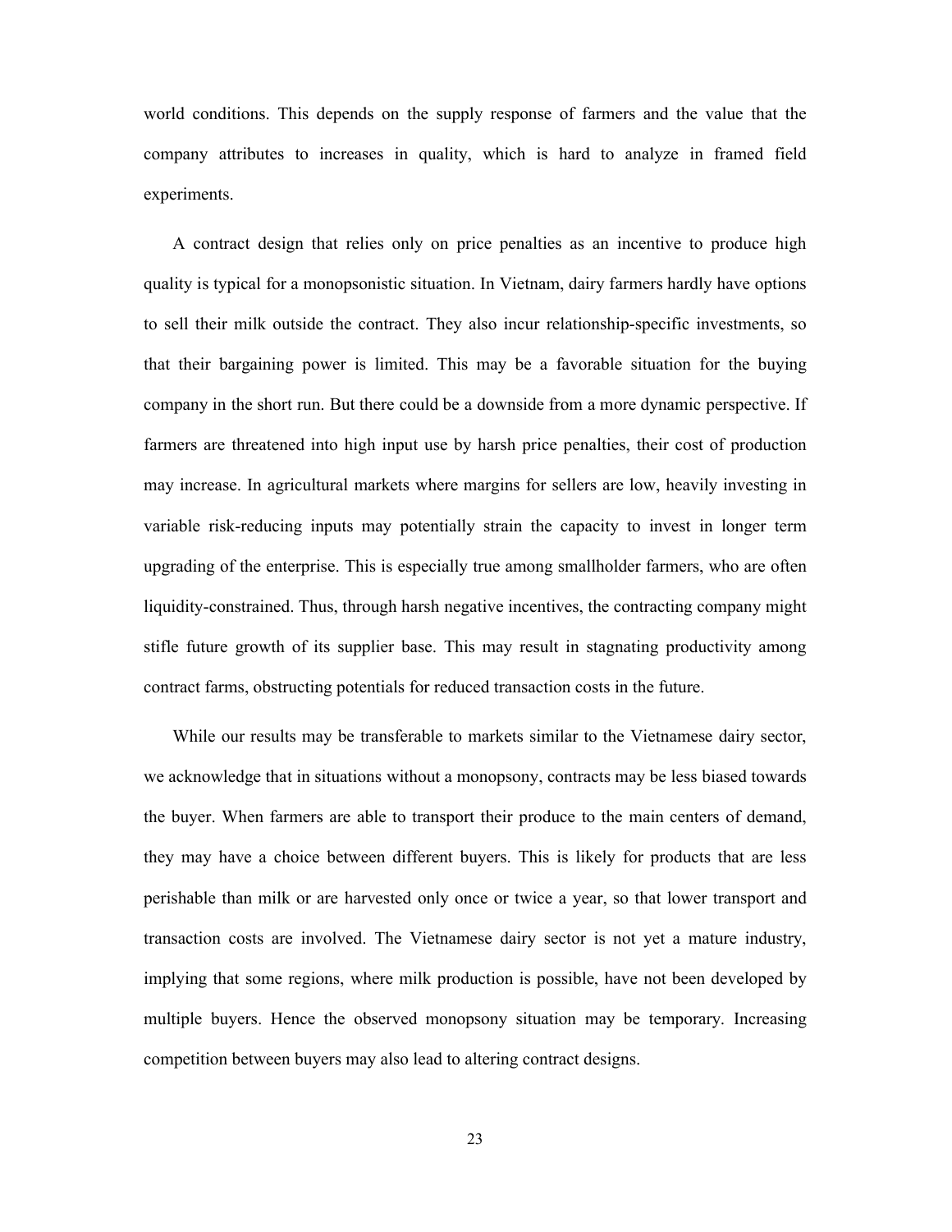world conditions. This depends on the supply response of farmers and the value that the company attributes to increases in quality, which is hard to analyze in framed field experiments.

A contract design that relies only on price penalties as an incentive to produce high quality is typical for a monopsonistic situation. In Vietnam, dairy farmers hardly have options to sell their milk outside the contract. They also incur relationship-specific investments, so that their bargaining power is limited. This may be a favorable situation for the buying company in the short run. But there could be a downside from a more dynamic perspective. If farmers are threatened into high input use by harsh price penalties, their cost of production may increase. In agricultural markets where margins for sellers are low, heavily investing in variable risk-reducing inputs may potentially strain the capacity to invest in longer term upgrading of the enterprise. This is especially true among smallholder farmers, who are often liquidity-constrained. Thus, through harsh negative incentives, the contracting company might stifle future growth of its supplier base. This may result in stagnating productivity among contract farms, obstructing potentials for reduced transaction costs in the future.

While our results may be transferable to markets similar to the Vietnamese dairy sector, we acknowledge that in situations without a monopsony, contracts may be less biased towards the buyer. When farmers are able to transport their produce to the main centers of demand, they may have a choice between different buyers. This is likely for products that are less perishable than milk or are harvested only once or twice a year, so that lower transport and transaction costs are involved. The Vietnamese dairy sector is not yet a mature industry, implying that some regions, where milk production is possible, have not been developed by multiple buyers. Hence the observed monopsony situation may be temporary. Increasing competition between buyers may also lead to altering contract designs.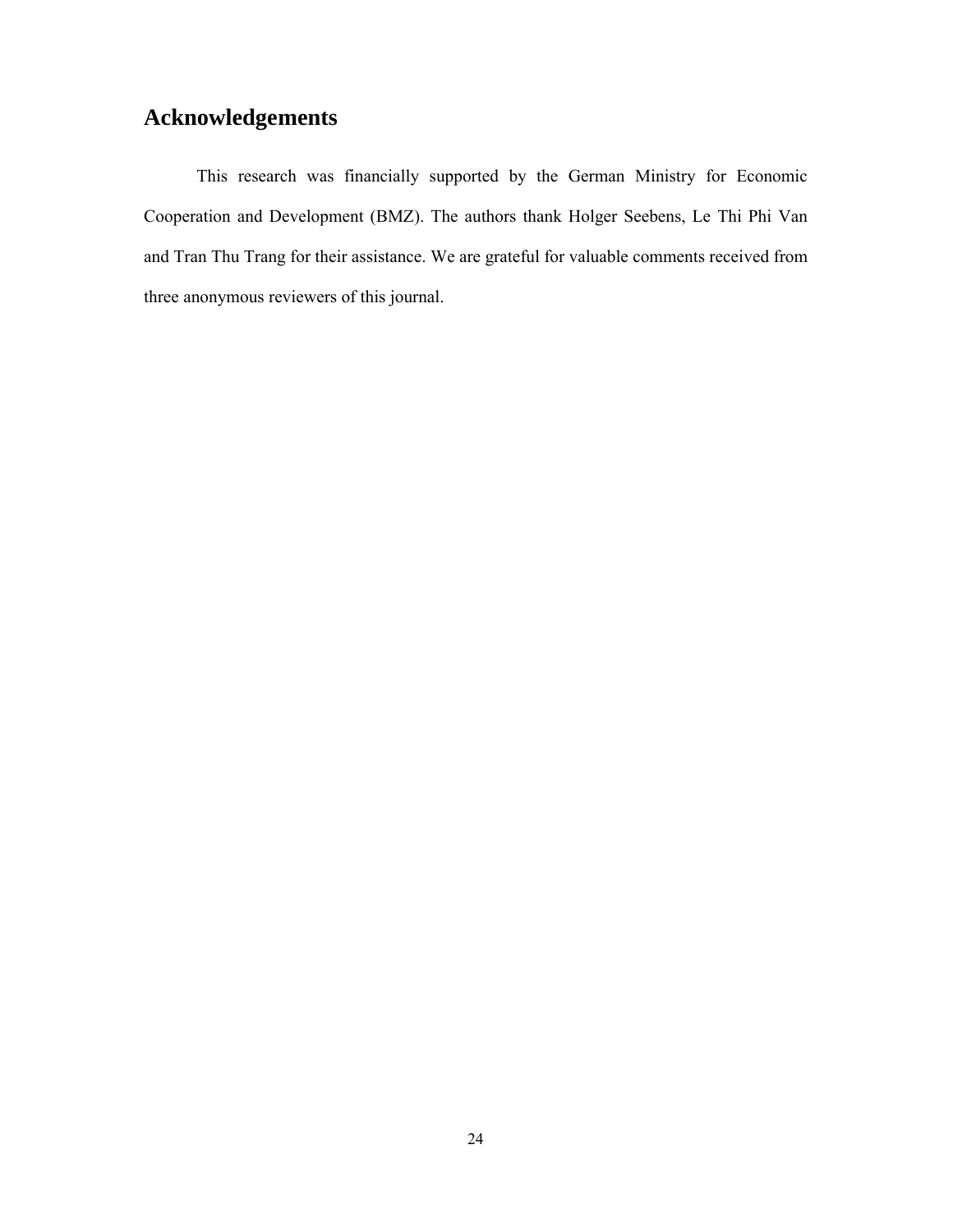## Acknowledgements

This research was financially supported by the German Ministry for Economic Cooperation and Development (BMZ). The authors thank Holger Seebens, Le Thi Phi Van and Tran Thu Trang for their assistance. We are grateful for valuable comments received from three anonymous reviewers of this journal.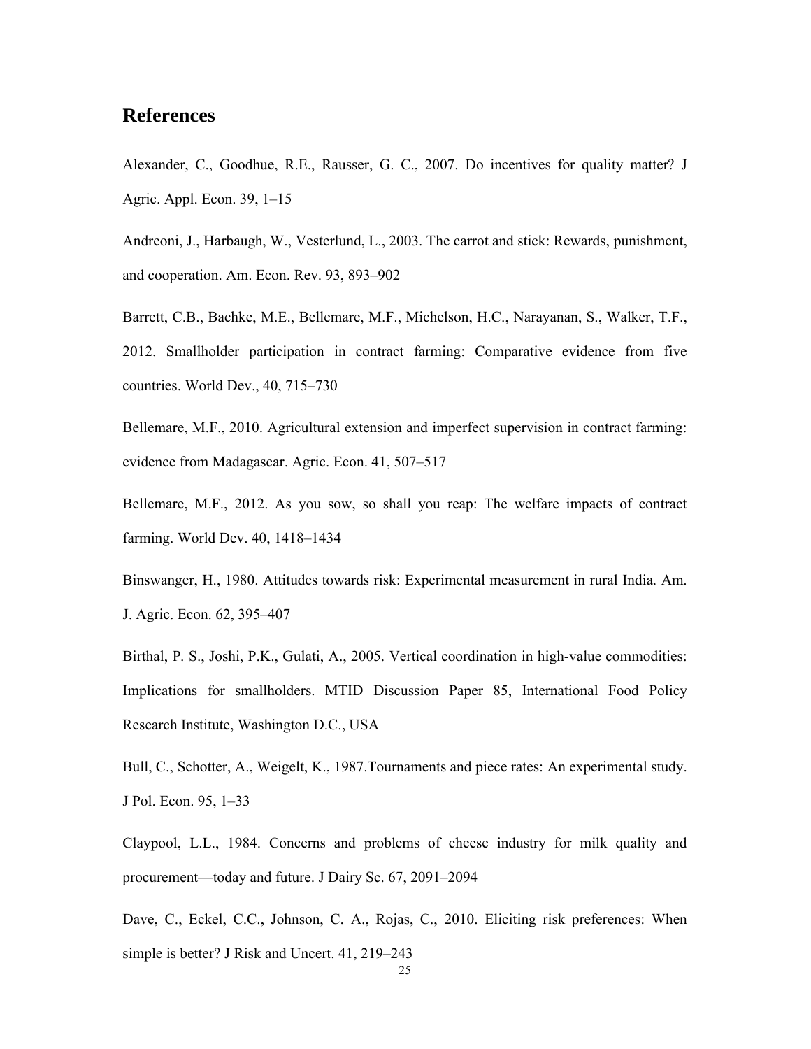## References

Alexander, C., Goodhue, R.E., Rausser, G. C., 2007. Do incentives for quality matter? J Agric. Appl. Econ. 39, 1–15

Andreoni, J., Harbaugh, W., Vesterlund, L., 2003. The carrot and stick: Rewards, punishment, and cooperation. Am. Econ. Rev. 93, 893–902

Barrett, C.B., Bachke, M.E., Bellemare, M.F., Michelson, H.C., Narayanan, S., Walker, T.F., 2012. Smallholder participation in contract farming: Comparative evidence from five countries. World Dev., 40, 715–730

Bellemare, M.F., 2010. Agricultural extension and imperfect supervision in contract farming: evidence from Madagascar. Agric. Econ. 41, 507–517

Bellemare, M.F., 2012. As you sow, so shall you reap: The welfare impacts of contract farming. World Dev. 40, 1418–1434

Binswanger, H., 1980. Attitudes towards risk: Experimental measurement in rural India. Am. J. Agric. Econ. 62, 395–407

Birthal, P. S., Joshi, P.K., Gulati, A., 2005. Vertical coordination in high-value commodities: Implications for smallholders. MTID Discussion Paper 85, International Food Policy Research Institute, Washington D.C., USA

Bull, C., Schotter, A., Weigelt, K., 1987.Tournaments and piece rates: An experimental study. J Pol. Econ. 95, 1–33

Claypool, L.L., 1984. Concerns and problems of cheese industry for milk quality and procurement—today and future. J Dairy Sc. 67, 2091–2094

Dave, C., Eckel, C.C., Johnson, C. A., Rojas, C., 2010. Eliciting risk preferences: When simple is better? J Risk and Uncert. 41, 219–243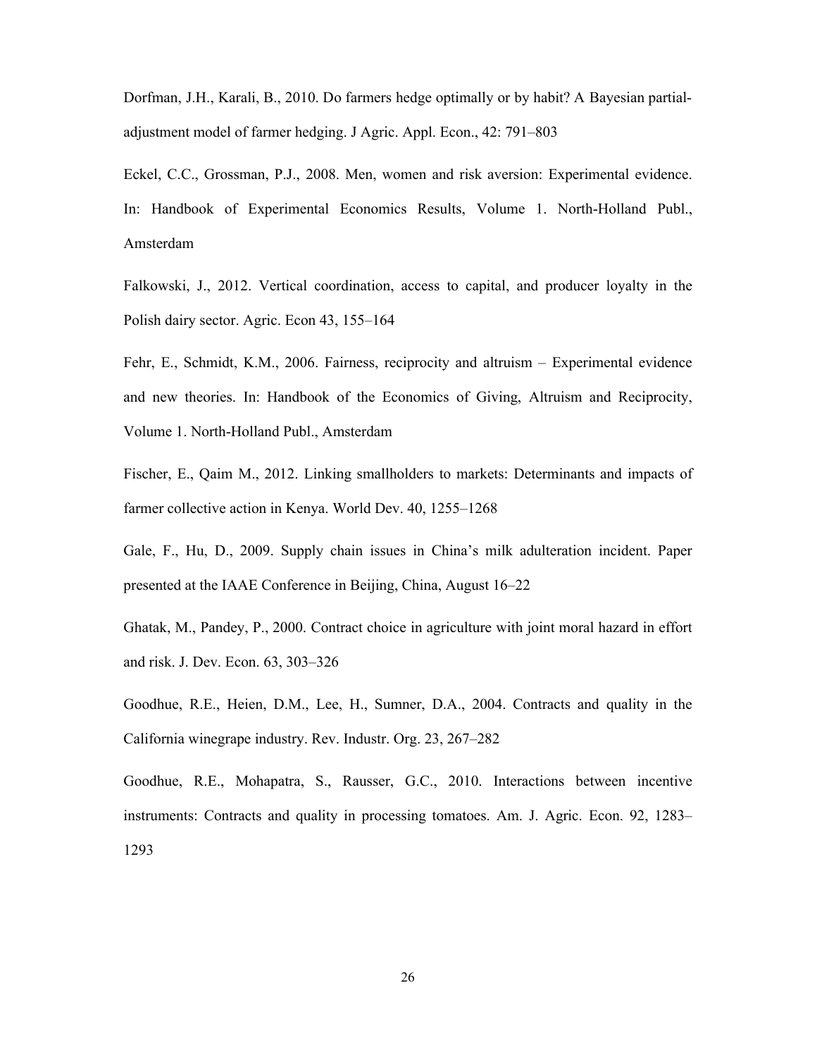Dorfman, J.H., Karali, B., 2010. Do farmers hedge optimally or by habit? A Bayesian partial-adjustment model of farmer hedging. J Agric. Appl. Econ., 42: 791–803

Eckel, C.C., Grossman, P.J., 2008. Men, women and risk aversion: Experimental evidence. In: Handbook of Experimental Economics Results, Volume 1. North-Holland Publ., Amsterdam

Falkowski, J., 2012. Vertical coordination, access to capital, and producer loyalty in the Polish dairy sector. Agric. Econ 43, 155–164

Fehr, E., Schmidt, K.M., 2006. Fairness, reciprocity and altruism – Experimental evidence and new theories. In: Handbook of the Economics of Giving, Altruism and Reciprocity, Volume 1. North-Holland Publ., Amsterdam

Fischer, E., Qaim M., 2012. Linking smallholders to markets: Determinants and impacts of farmer collective action in Kenya. World Dev. 40, 1255–1268

Gale, F., Hu, D., 2009. Supply chain issues in China's milk adulteration incident. Paper presented at the IAAE Conference in Beijing, China, August 16–22

Ghatak, M., Pandey, P., 2000. Contract choice in agriculture with joint moral hazard in effort and risk. J. Dev. Econ. 63, 303–326

Goodhue, R.E., Heien, D.M., Lee, H., Sumner, D.A., 2004. Contracts and quality in the California winegrape industry. Rev. Industr. Org. 23, 267–282

Goodhue, R.E., Mohapatra, S., Rausser, G.C., 2010. Interactions between incentive instruments: Contracts and quality in processing tomatoes. Am. J. Agric. Econ. 92, 1283–1293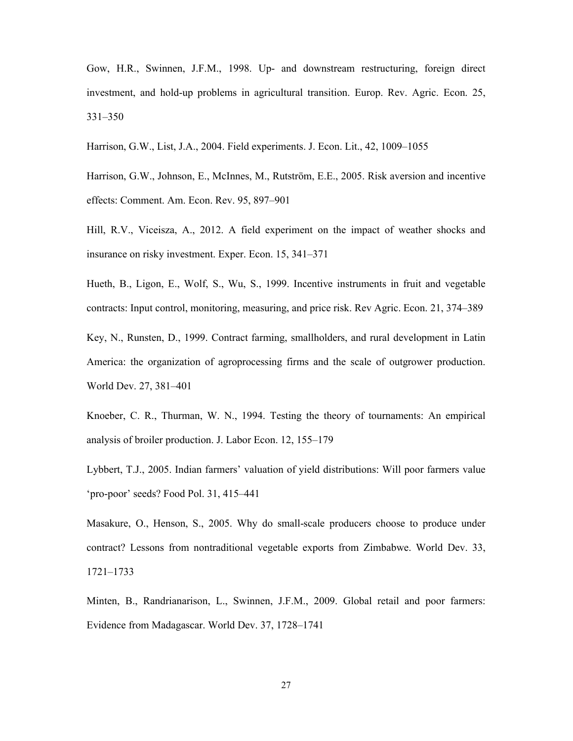Gow, H.R., Swinnen, J.F.M., 1998. Up- and downstream restructuring, foreign direct investment, and hold-up problems in agricultural transition. Europ. Rev. Agric. Econ. 25, 331–350

Harrison, G.W., List, J.A., 2004. Field experiments. J. Econ. Lit., 42, 1009–1055

Harrison, G.W., Johnson, E., McInnes, M., Rutström, E.E., 2005. Risk aversion and incentive effects: Comment. Am. Econ. Rev. 95, 897–901

Hill, R.V., Viceisza, A., 2012. A field experiment on the impact of weather shocks and insurance on risky investment. Exper. Econ. 15, 341–371

Hueth, B., Ligon, E., Wolf, S., Wu, S., 1999. Incentive instruments in fruit and vegetable contracts: Input control, monitoring, measuring, and price risk. Rev Agric. Econ. 21, 374–389

Key, N., Runsten, D., 1999. Contract farming, smallholders, and rural development in Latin America: the organization of agroprocessing firms and the scale of outgrower production. World Dev. 27, 381–401

Knoeber, C. R., Thurman, W. N., 1994. Testing the theory of tournaments: An empirical analysis of broiler production. J. Labor Econ. 12, 155–179

Lybbert, T.J., 2005. Indian farmers' valuation of yield distributions: Will poor farmers value 'pro-poor' seeds? Food Pol. 31, 415–441

Masakure, O., Henson, S., 2005. Why do small-scale producers choose to produce under contract? Lessons from nontraditional vegetable exports from Zimbabwe. World Dev. 33, 1721–1733

Minten, B., Randrianarison, L., Swinnen, J.F.M., 2009. Global retail and poor farmers: Evidence from Madagascar. World Dev. 37, 1728–1741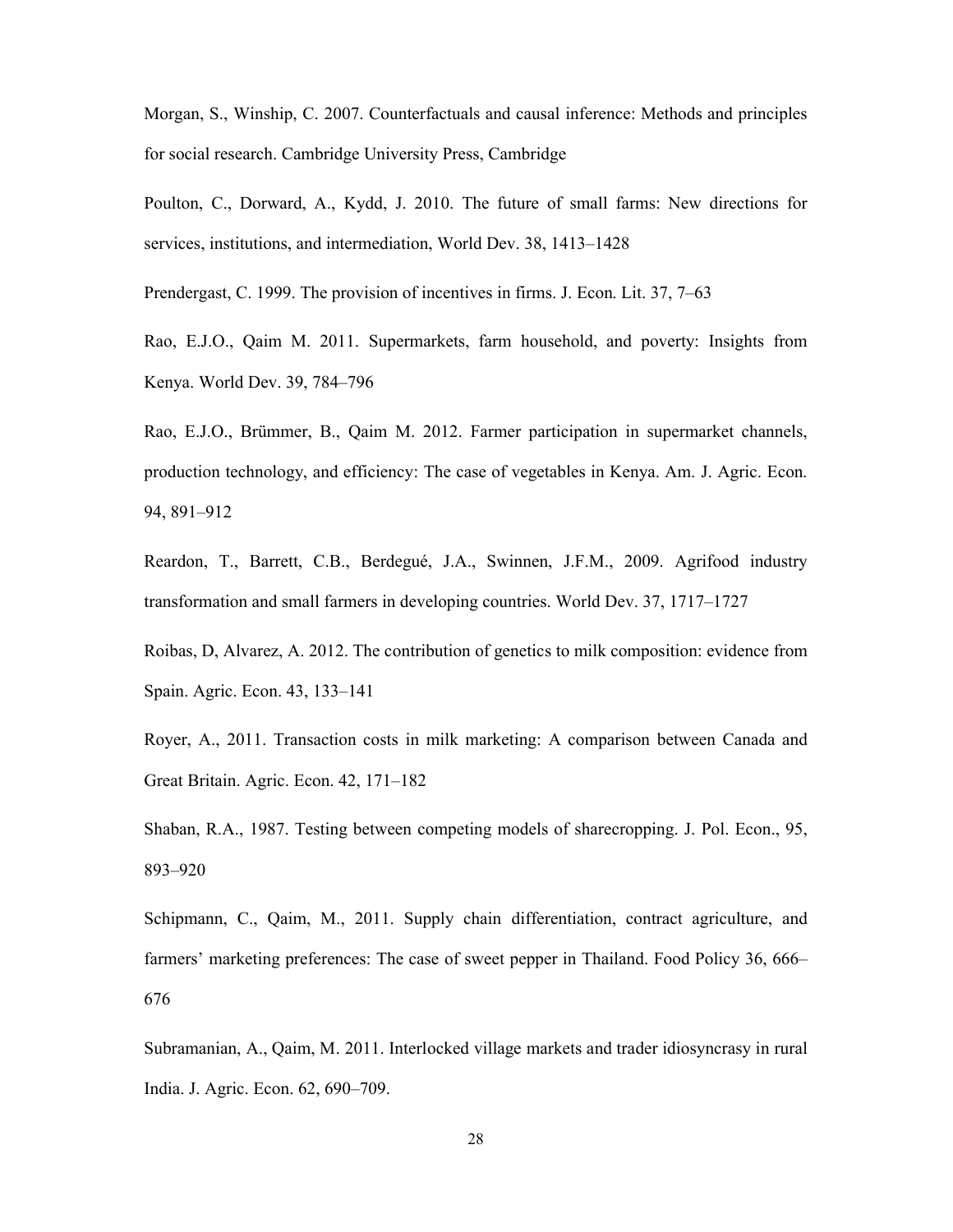Morgan, S., Winship, C. 2007. Counterfactuals and causal inference: Methods and principles for social research. Cambridge University Press, Cambridge

Poulton, C., Dorward, A., Kydd, J. 2010. The future of small farms: New directions for services, institutions, and intermediation, World Dev. 38, 1413–1428

Prendergast, C. 1999. The provision of incentives in firms. J. Econ. Lit. 37, 7–63

Rao, E.J.O., Qaim M. 2011. Supermarkets, farm household, and poverty: Insights from Kenya. World Dev. 39, 784–796

Rao, E.J.O., Brümmer, B., Qaim M. 2012. Farmer participation in supermarket channels, production technology, and efficiency: The case of vegetables in Kenya. Am. J. Agric. Econ. 94, 891–912

Reardon, T., Barrett, C.B., Berdegué, J.A., Swinnen, J.F.M., 2009. Agrifood industry transformation and small farmers in developing countries. World Dev. 37, 1717–1727

Roibas, D, Alvarez, A. 2012. The contribution of genetics to milk composition: evidence from Spain. Agric. Econ. 43, 133–141

Royer, A., 2011. Transaction costs in milk marketing: A comparison between Canada and Great Britain. Agric. Econ. 42, 171–182

Shaban, R.A., 1987. Testing between competing models of sharecropping. J. Pol. Econ., 95, 893–920

Schipmann, C., Qaim, M., 2011. Supply chain differentiation, contract agriculture, and farmers' marketing preferences: The case of sweet pepper in Thailand. Food Policy 36, 666–676

Subramanian, A., Qaim, M. 2011. Interlocked village markets and trader idiosyncrasy in rural India. J. Agric. Econ. 62, 690–709.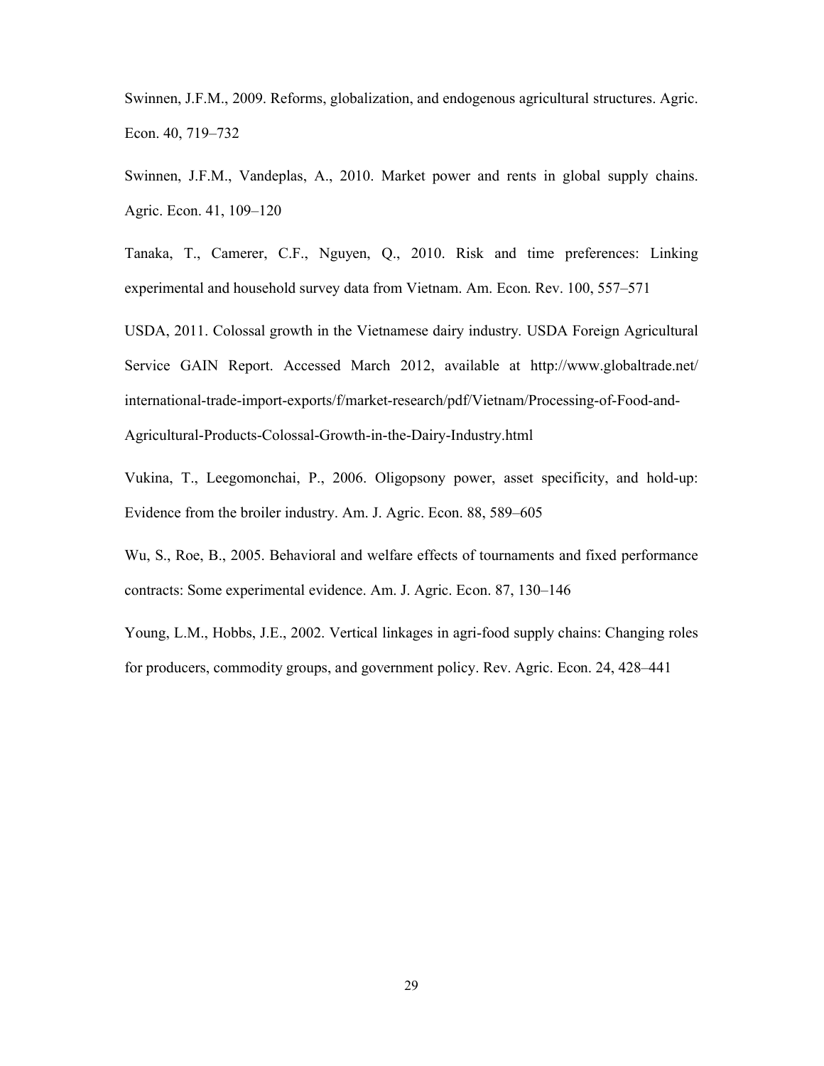Swinnen, J.F.M., 2009. Reforms, globalization, and endogenous agricultural structures. Agric. Econ. 40, 719–732

Swinnen, J.F.M., Vandeplas, A., 2010. Market power and rents in global supply chains. Agric. Econ. 41, 109–120

Tanaka, T., Camerer, C.F., Nguyen, Q., 2010. Risk and time preferences: Linking experimental and household survey data from Vietnam. Am. Econ. Rev. 100, 557–571

USDA, 2011. Colossal growth in the Vietnamese dairy industry. USDA Foreign Agricultural Service GAIN Report. Accessed March 2012, available at http://www.globaltrade.net/international-trade-import-exports/f/market-research/pdf/Vietnam/Processing-of-Food-and-Agricultural-Products-Colossal-Growth-in-the-Dairy-Industry.html

Vukina, T., Leegomonchai, P., 2006. Oligopsony power, asset specificity, and hold-up: Evidence from the broiler industry. Am. J. Agric. Econ. 88, 589–605

Wu, S., Roe, B., 2005. Behavioral and welfare effects of tournaments and fixed performance contracts: Some experimental evidence. Am. J. Agric. Econ. 87, 130–146

Young, L.M., Hobbs, J.E., 2002. Vertical linkages in agri-food supply chains: Changing roles for producers, commodity groups, and government policy. Rev. Agric. Econ. 24, 428–441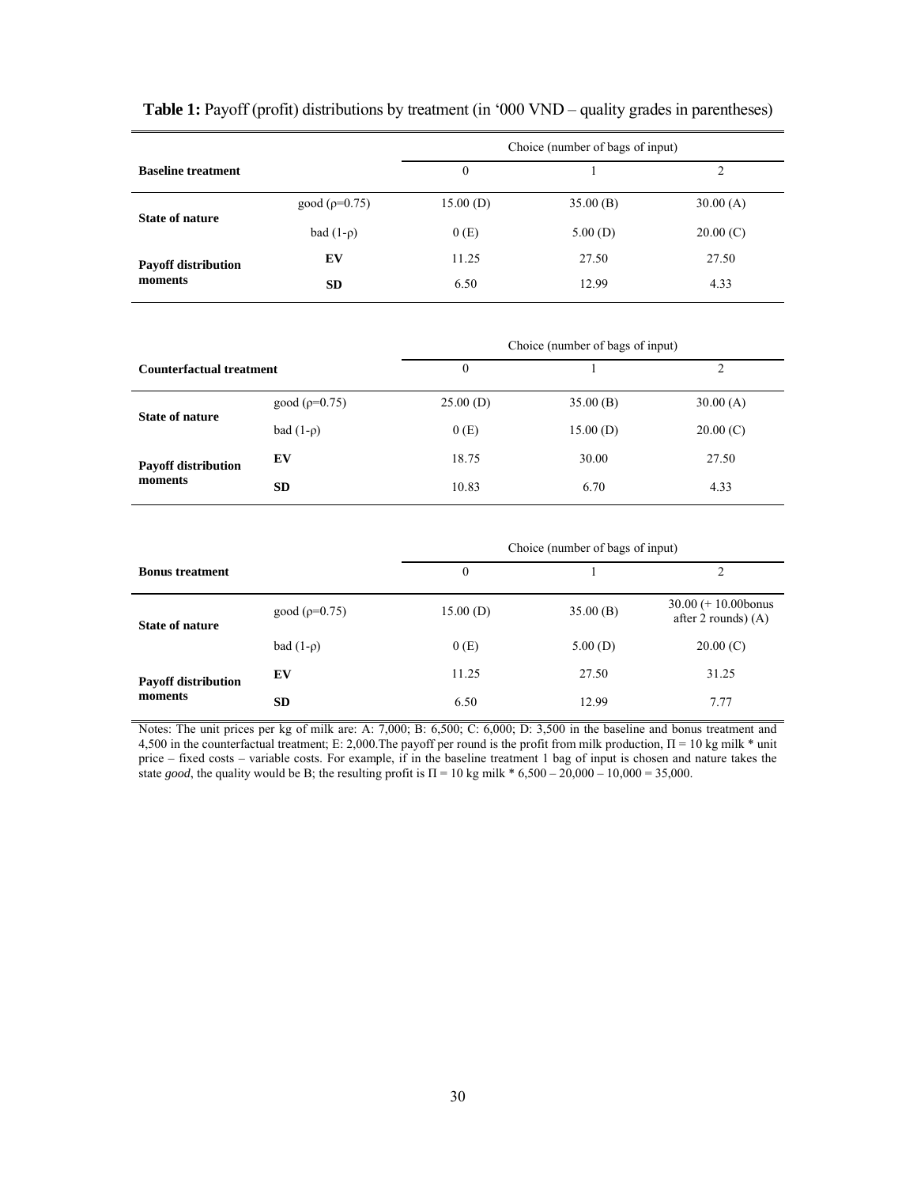**Table 1:** Payoff (profit) distributions by treatment (in '000 VND – quality grades in parentheses)

| **Baseline treatment** | | Choice (number of bags of input) 0 | 1 | 2 |
|---|---|---|---|---|
| **State of nature** | good ($\rho$=0.75) | 15.00 (D) | 35.00 (B) | 30.00 (A) |
| | bad (1-$\rho$) | 0 (E) | 5.00 (D) | 20.00 (C) |
| **Payoff distribution moments** | **EV** | 11.25 | 27.50 | 27.50 |
| | **SD** | 6.50 | 12.99 | 4.33 |

| **Counterfactual treatment** | | Choice (number of bags of input) 0 | 1 | 2 |
|---|---|---|---|---|
| **State of nature** | good ($\rho$=0.75) | 25.00 (D) | 35.00 (B) | 30.00 (A) |
| | bad (1-$\rho$) | 0 (E) | 15.00 (D) | 20.00 (C) |
| **Payoff distribution moments** | **EV** | 18.75 | 30.00 | 27.50 |
| | **SD** | 10.83 | 6.70 | 4.33 |

| **Bonus treatment** | | Choice (number of bags of input) 0 | 1 | 2 |
|---|---|---|---|---|
| **State of nature** | good ($\rho$=0.75) | 15.00 (D) | 35.00 (B) | 30.00 (+ 10.00bonus after 2 rounds) (A) |
| | bad (1-$\rho$) | 0 (E) | 5.00 (D) | 20.00 (C) |
| **Payoff distribution moments** | **EV** | 11.25 | 27.50 | 31.25 |
| | **SD** | 6.50 | 12.99 | 7.77 |

Notes: The unit prices per kg of milk are: A: 7,000; B: 6,500; C: 6,000; D: 3,500 in the baseline and bonus treatment and 4,500 in the counterfactual treatment; E: 2,000.The payoff per round is the profit from milk production, $\Pi$ = 10 kg milk * unit price – fixed costs – variable costs. For example, if in the baseline treatment 1 bag of input is chosen and nature takes the state *good*, the quality would be B; the resulting profit is $\Pi$ = 10 kg milk * 6,500 – 20,000 – 10,000 = 35,000.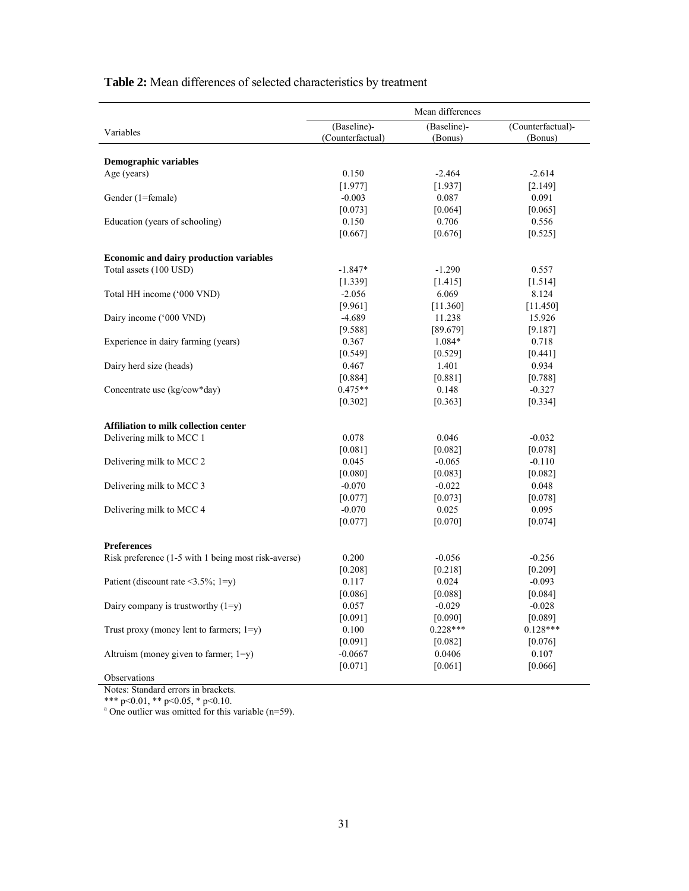**Table 2:** Mean differences of selected characteristics by treatment

| Variables | Mean differences | | |
|---|---|---|---|
| | (Baseline)-(Counterfactual) | (Baseline)-(Bonus) | (Counterfactual)-(Bonus) |
| **Demographic variables** | | | |
| Age (years) | 0.150 | -2.464 | -2.614 |
| | [1.977] | [1.937] | [2.149] |
| Gender (1=female) | -0.003 | 0.087 | 0.091 |
| | [0.073] | [0.064] | [0.065] |
| Education (years of schooling) | 0.150 | 0.706 | 0.556 |
| | [0.667] | [0.676] | [0.525] |
| **Economic and dairy production variables** | | | |
| Total assets (100 USD) | -1.847* | -1.290 | 0.557 |
| | [1.339] | [1.415] | [1.514] |
| Total HH income ('000 VND) | -2.056 | 6.069 | 8.124 |
| | [9.961] | [11.360] | [11.450] |
| Dairy income ('000 VND) | -4.689 | 11.238 | 15.926 |
| | [9.588] | [89.679] | [9.187] |
| Experience in dairy farming (years) | 0.367 | 1.084* | 0.718 |
| | [0.549] | [0.529] | [0.441] |
| Dairy herd size (heads) | 0.467 | 1.401 | 0.934 |
| | [0.884] | [0.881] | [0.788] |
| Concentrate use (kg/cow*day) | 0.475** | 0.148 | -0.327 |
| | [0.302] | [0.363] | [0.334] |
| **Affiliation to milk collection center** | | | |
| Delivering milk to MCC 1 | 0.078 | 0.046 | -0.032 |
| | [0.081] | [0.082] | [0.078] |
| Delivering milk to MCC 2 | 0.045 | -0.065 | -0.110 |
| | [0.080] | [0.083] | [0.082] |
| Delivering milk to MCC 3 | -0.070 | -0.022 | 0.048 |
| | [0.077] | [0.073] | [0.078] |
| Delivering milk to MCC 4 | -0.070 | 0.025 | 0.095 |
| | [0.077] | [0.070] | [0.074] |
| **Preferences** | | | |
| Risk preference (1-5 with 1 being most risk-averse) | 0.200 | -0.056 | -0.256 |
| | [0.208] | [0.218] | [0.209] |
| Patient (discount rate <3.5%; 1=y) | 0.117 | 0.024 | -0.093 |
| | [0.086] | [0.088] | [0.084] |
| Dairy company is trustworthy (1=y) | 0.057 | -0.029 | -0.028 |
| | [0.091] | [0.090] | [0.089] |
| Trust proxy (money lent to farmers; 1=y) | 0.100 | 0.228*** | 0.128*** |
| | [0.091] | [0.082] | [0.076] |
| Altruism (money given to farmer; 1=y) | -0.0667 | 0.0406 | 0.107 |
| | [0.071] | [0.061] | [0.066] |
| Observations | | | |

Notes: Standard errors in brackets.

*** p<0.01, ** p<0.05, * p<0.10.

[a] One outlier was omitted for this variable (n=59).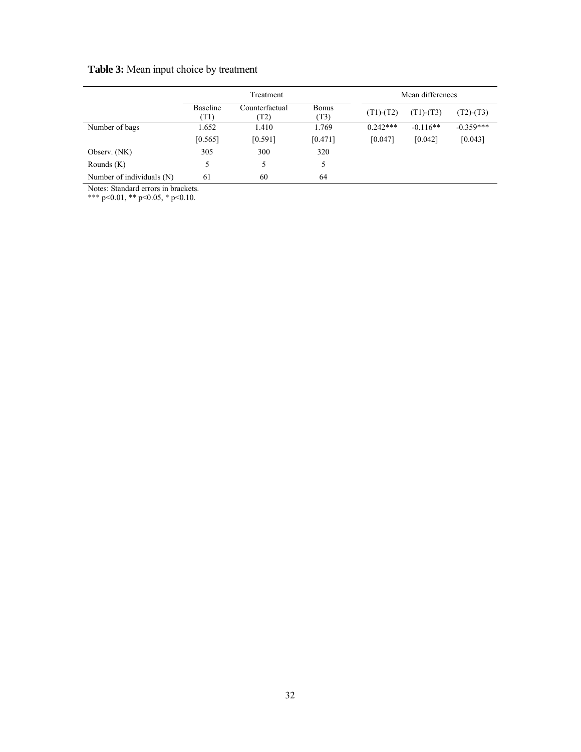**Table 3:** Mean input choice by treatment

| | Treatment | | | Mean differences | | |
|---|---|---|---|---|---|---|
| | Baseline (T1) | Counterfactual (T2) | Bonus (T3) | (T1)-(T2) | (T1)-(T3) | (T2)-(T3) |
| Number of bags | 1.652 | 1.410 | 1.769 | 0.242*** | -0.116** | -0.359*** |
| | [0.565] | [0.591] | [0.471] | [0.047] | [0.042] | [0.043] |
| Observ. (NK) | 305 | 300 | 320 | | | |
| Rounds (K) | 5 | 5 | 5 | | | |
| Number of individuals (N) | 61 | 60 | 64 | | | |

Notes: Standard errors in brackets.
*** p<0.01, ** p<0.05, * p<0.10.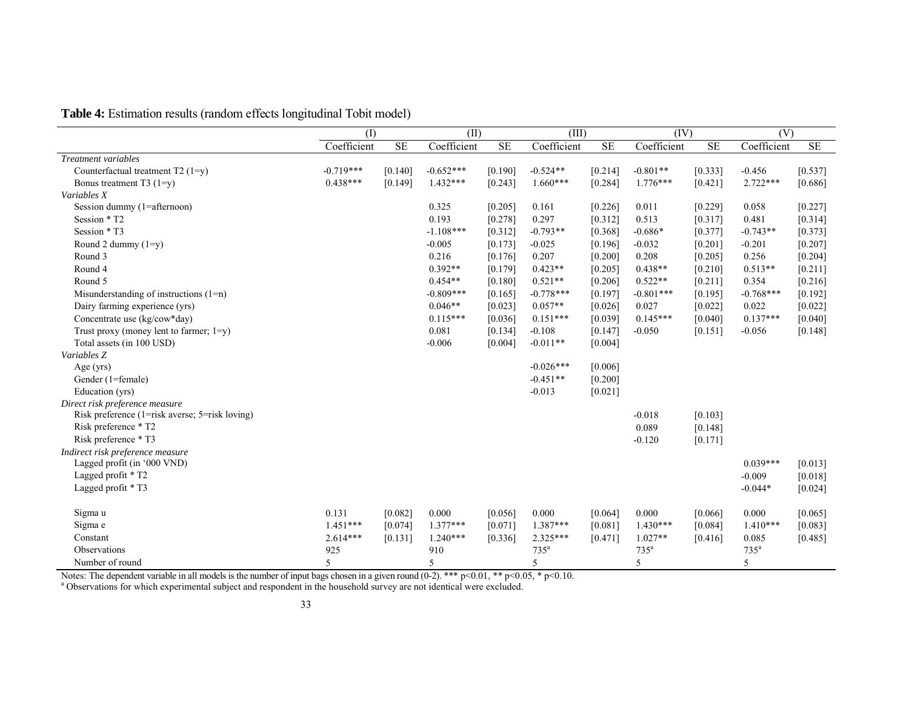**Table 4:** Estimation results (random effects longitudinal Tobit model)

| | (I) | | (II) | | (III) | | (IV) | | (V) | |
|---|---|---|---|---|---|---|---|---|---|---|
| | Coefficient | SE | Coefficient | SE | Coefficient | SE | Coefficient | SE | Coefficient | SE |
| *Treatment variables* | | | | | | | | | | |
| Counterfactual treatment T2 (1=y) | -0.719*** | [0.140] | -0.652*** | [0.190] | -0.524** | [0.214] | -0.801** | [0.333] | -0.456 | [0.537] |
| Bonus treatment T3 (1=y) | 0.438*** | [0.149] | 1.432*** | [0.243] | 1.660*** | [0.284] | 1.776*** | [0.421] | 2.722*** | [0.686] |
| *Variables X* | | | | | | | | | | |
| Session dummy (1=afternoon) | | | 0.325 | [0.205] | 0.161 | [0.226] | 0.011 | [0.229] | 0.058 | [0.227] |
| Session * T2 | | | 0.193 | [0.278] | 0.297 | [0.312] | 0.513 | [0.317] | 0.481 | [0.314] |
| Session * T3 | | | -1.108*** | [0.312] | -0.793** | [0.368] | -0.686* | [0.377] | -0.743** | [0.373] |
| Round 2 dummy (1=y) | | | -0.005 | [0.173] | -0.025 | [0.196] | -0.032 | [0.201] | -0.201 | [0.207] |
| Round 3 | | | 0.216 | [0.176] | 0.207 | [0.200] | 0.208 | [0.205] | 0.256 | [0.204] |
| Round 4 | | | 0.392** | [0.179] | 0.423** | [0.205] | 0.438** | [0.210] | 0.513** | [0.211] |
| Round 5 | | | 0.454** | [0.180] | 0.521** | [0.206] | 0.522** | [0.211] | 0.354 | [0.216] |
| Misunderstanding of instructions (1=n) | | | -0.809*** | [0.165] | -0.778*** | [0.197] | -0.801*** | [0.195] | -0.768*** | [0.192] |
| Dairy farming experience (yrs) | | | 0.046** | [0.023] | 0.057** | [0.026] | 0.027 | [0.022] | 0.022 | [0.022] |
| Concentrate use (kg/cow*day) | | | 0.115*** | [0.036] | 0.151*** | [0.039] | 0.145*** | [0.040] | 0.137*** | [0.040] |
| Trust proxy (money lent to farmer; 1=y) | | | 0.081 | [0.134] | -0.108 | [0.147] | -0.050 | [0.151] | -0.056 | [0.148] |
| Total assets (in 100 USD) | | | -0.006 | [0.004] | -0.011** | [0.004] | | | | |
| *Variables Z* | | | | | | | | | | |
| Age (yrs) | | | | | -0.026*** | [0.006] | | | | |
| Gender (1=female) | | | | | -0.451** | [0.200] | | | | |
| Education (yrs) | | | | | -0.013 | [0.021] | | | | |
| *Direct risk preference measure* | | | | | | | | | | |
| Risk preference (1=risk averse; 5=risk loving) | | | | | | | -0.018 | [0.103] | | |
| Risk preference * T2 | | | | | | | 0.089 | [0.148] | | |
| Risk preference * T3 | | | | | | | -0.120 | [0.171] | | |
| *Indirect risk preference measure* | | | | | | | | | | |
| Lagged profit (in '000 VND) | | | | | | | | | 0.039*** | [0.013] |
| Lagged profit * T2 | | | | | | | | | -0.009 | [0.018] |
| Lagged profit * T3 | | | | | | | | | -0.044* | [0.024] |
| Sigma u | 0.131 | [0.082] | 0.000 | [0.056] | 0.000 | [0.064] | 0.000 | [0.066] | 0.000 | [0.065] |
| Sigma e | 1.451*** | [0.074] | 1.377*** | [0.071] | 1.387*** | [0.081] | 1.430*** | [0.084] | 1.410*** | [0.083] |
| Constant | 2.614*** | [0.131] | 1.240*** | [0.336] | 2.325*** | [0.471] | 1.027** | [0.416] | 0.085 | [0.485] |
| Observations | 925 | | 910 | | 735[a] | | 735[a] | | 735[a] | |
| Number of round | 5 | | 5 | | 5 | | 5 | | 5 | |

Notes: The dependent variable in all models is the number of input bags chosen in a given round (0-2). *** p<0.01, ** p<0.05, * p<0.10.
[a] Observations for which experimental subject and respondent in the household survey are not identical were excluded.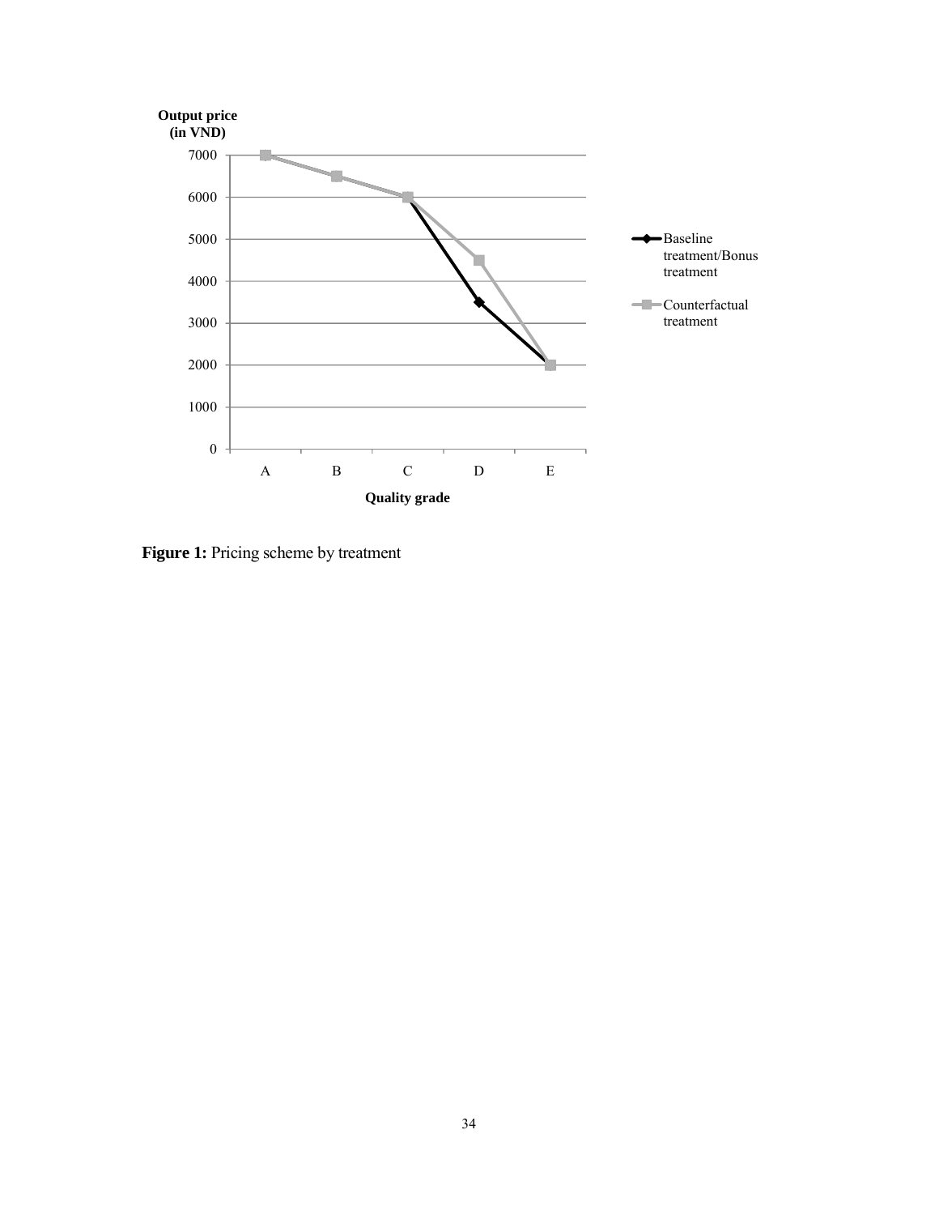Output price
(in VND)

7000
6000
5000
4000
3000
2000
1000
0

A
B
C
D
E

Quality grade

Baseline treatment/Bonus treatment

Counterfactual treatment

**Figure 1:** Pricing scheme by treatment